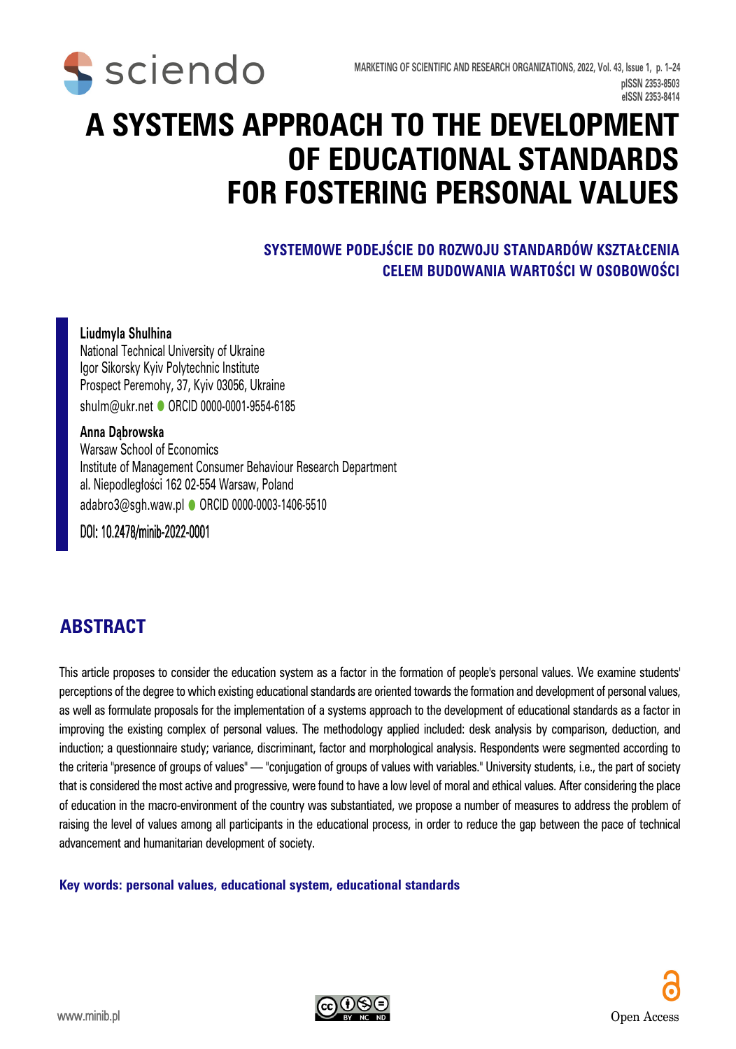# A SYSTEMS APPROACH TO THE DEVELOPMENT OF EDUCATIONAL STANDARDS FOR FOSTERING PERSONAL VALUES

## SYSTEMOWE PODEJŚCIE DO ROZWOJU STANDARDÓW KSZTAŁCENIA CELEM BUDOWANIA WARTOŚCI W OSOBOWOŚCI

**Liudmyla Shulhina**
National Technical University of Ukraine
Igor Sikorsky Kyiv Polytechnic Institute
Prospect Peremohy, 37, Kyiv 03056, Ukraine
shulm@ukr.net ● ORCID 0000-0001-9554-6185

**Anna Dąbrowska**
Warsaw School of Economics
Institute of Management Consumer Behaviour Research Department
al. Niepodległości 162 02-554 Warsaw, Poland
adabro3@sgh.waw.pl ● ORCID 0000-0003-1406-5510

DOI: 10.2478/minib-2022-0001

## ABSTRACT

This article proposes to consider the education system as a factor in the formation of people's personal values. We examine students' perceptions of the degree to which existing educational standards are oriented towards the formation and development of personal values, as well as formulate proposals for the implementation of a systems approach to the development of educational standards as a factor in improving the existing complex of personal values. The methodology applied included: desk analysis by comparison, deduction, and induction; a questionnaire study; variance, discriminant, factor and morphological analysis. Respondents were segmented according to the criteria "presence of groups of values" — "conjugation of groups of values with variables." University students, i.e., the part of society that is considered the most active and progressive, were found to have a low level of moral and ethical values. After considering the place of education in the macro-environment of the country was substantiated, we propose a number of measures to address the problem of raising the level of values among all participants in the educational process, in order to reduce the gap between the pace of technical advancement and humanitarian development of society.

**Key words: personal values, educational system, educational standards**

Open Access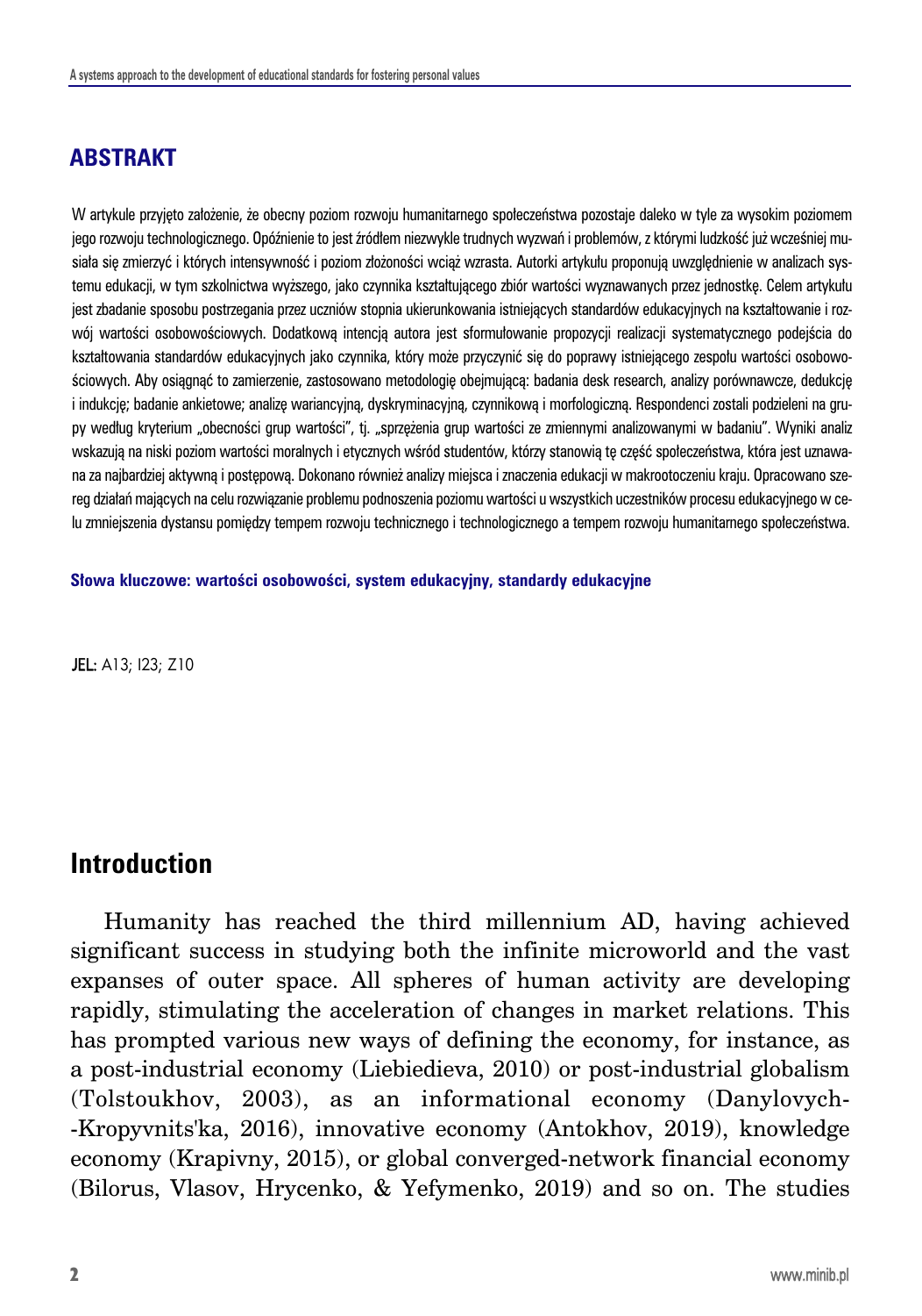## ABSTRAKT

W artykule przyjęto założenie, że obecny poziom rozwoju humanitarnego społeczeństwa pozostaje daleko w tyle za wysokim poziomem jego rozwoju technologicznego. Opóźnienie to jest źródłem niezwykle trudnych wyzwań i problemów, z którymi ludzkość już wcześniej musiała się zmierzyć i których intensywność i poziom złożoności wciąż wzrasta. Autorki artykułu proponują uwzględnienie w analizach systemu edukacji, w tym szkolnictwa wyższego, jako czynnika kształtującego zbiór wartości wyznawanych przez jednostkę. Celem artykułu jest zbadanie sposobu postrzegania przez uczniów stopnia ukierunkowania istniejących standardów edukacyjnych na kształtowanie i rozwój wartości osobowościowych. Dodatkową intencją autora jest sformułowanie propozycji realizacji systematycznego podejścia do kształtowania standardów edukacyjnych jako czynnika, który może przyczynić się do poprawy istniejącego zespołu wartości osobowościowych. Aby osiągnąć to zamierzenie, zastosowano metodologię obejmującą: badania desk research, analizy porównawcze, dedukcję i indukcję; badanie ankietowe; analizę wariancyjną, dyskryminacyjną, czynnikową i morfologiczną. Respondenci zostali podzieleni na grupy według kryterium „obecności grup wartości", tj. „sprzężenia grup wartości ze zmiennymi analizowanymi w badaniu". Wyniki analiz wskazują na niski poziom wartości moralnych i etycznych wśród studentów, którzy stanowią tę część społeczeństwa, która jest uznawana za najbardziej aktywną i postępową. Dokonano również analizy miejsca i znaczenia edukacji w makrootoczeniu kraju. Opracowano szereg działań mających na celu rozwiązanie problemu podnoszenia poziomu wartości u wszystkich uczestników procesu edukacyjnego w celu zmniejszenia dystansu pomiędzy tempem rozwoju technicznego i technologicznego a tempem rozwoju humanitarnego społeczeństwa.

**Słowa kluczowe: wartości osobowości, system edukacyjny, standardy edukacyjne**

**JEL:** A13; I23; Z10

## Introduction

Humanity has reached the third millennium AD, having achieved significant success in studying both the infinite microworld and the vast expanses of outer space. All spheres of human activity are developing rapidly, stimulating the acceleration of changes in market relations. This has prompted various new ways of defining the economy, for instance, as a post-industrial economy (Liebiedieva, 2010) or post-industrial globalism (Tolstoukhov, 2003), as an informational economy (Danylovych-Kropyvnits'ka, 2016), innovative economy (Antokhov, 2019), knowledge economy (Krapivny, 2015), or global converged-network financial economy (Bilorus, Vlasov, Hrycenko, & Yefymenko, 2019) and so on. The studies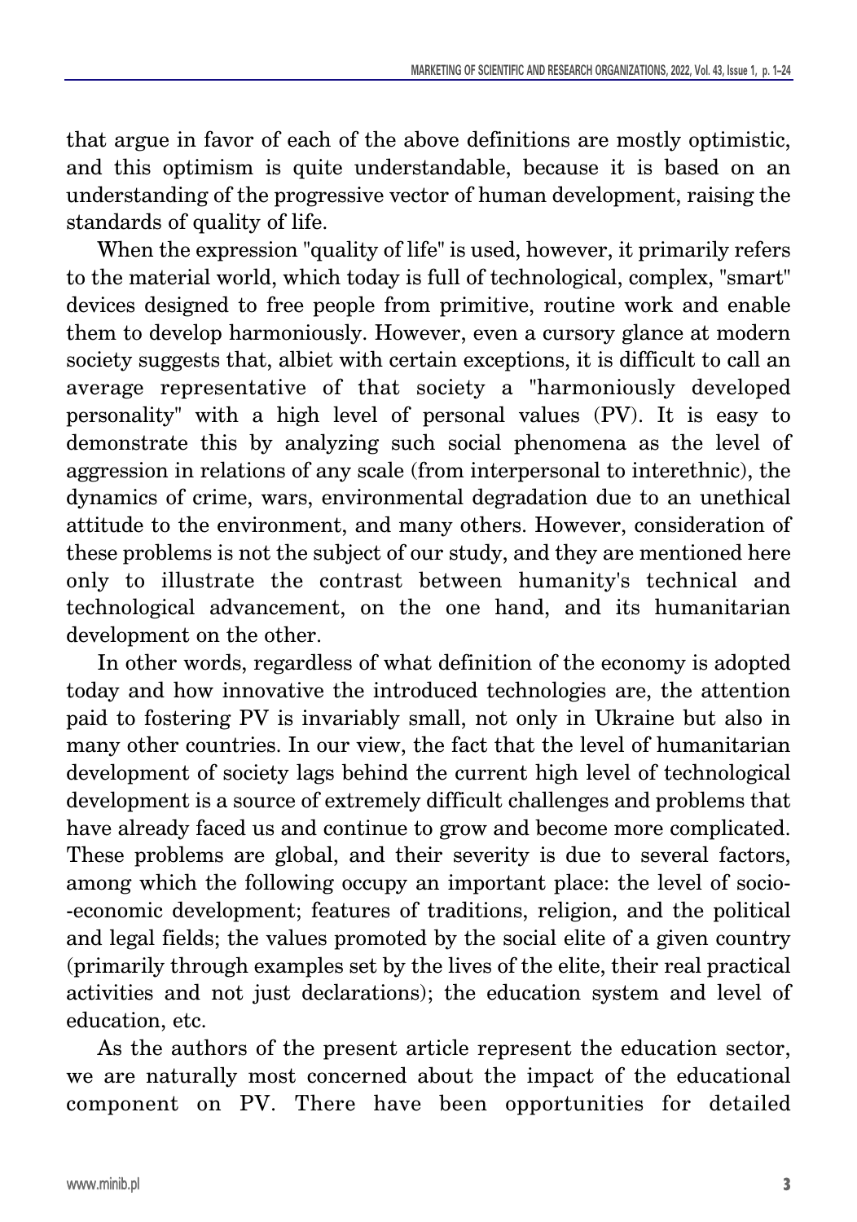that argue in favor of each of the above definitions are mostly optimistic, and this optimism is quite understandable, because it is based on an understanding of the progressive vector of human development, raising the standards of quality of life.

When the expression "quality of life" is used, however, it primarily refers to the material world, which today is full of technological, complex, "smart" devices designed to free people from primitive, routine work and enable them to develop harmoniously. However, even a cursory glance at modern society suggests that, albiet with certain exceptions, it is difficult to call an average representative of that society a "harmoniously developed personality" with a high level of personal values (PV). It is easy to demonstrate this by analyzing such social phenomena as the level of aggression in relations of any scale (from interpersonal to interethnic), the dynamics of crime, wars, environmental degradation due to an unethical attitude to the environment, and many others. However, consideration of these problems is not the subject of our study, and they are mentioned here only to illustrate the contrast between humanity's technical and technological advancement, on the one hand, and its humanitarian development on the other.

In other words, regardless of what definition of the economy is adopted today and how innovative the introduced technologies are, the attention paid to fostering PV is invariably small, not only in Ukraine but also in many other countries. In our view, the fact that the level of humanitarian development of society lags behind the current high level of technological development is a source of extremely difficult challenges and problems that have already faced us and continue to grow and become more complicated. These problems are global, and their severity is due to several factors, among which the following occupy an important place: the level of socio-economic development; features of traditions, religion, and the political and legal fields; the values promoted by the social elite of a given country (primarily through examples set by the lives of the elite, their real practical activities and not just declarations); the education system and level of education, etc.

As the authors of the present article represent the education sector, we are naturally most concerned about the impact of the educational component on PV. There have been opportunities for detailed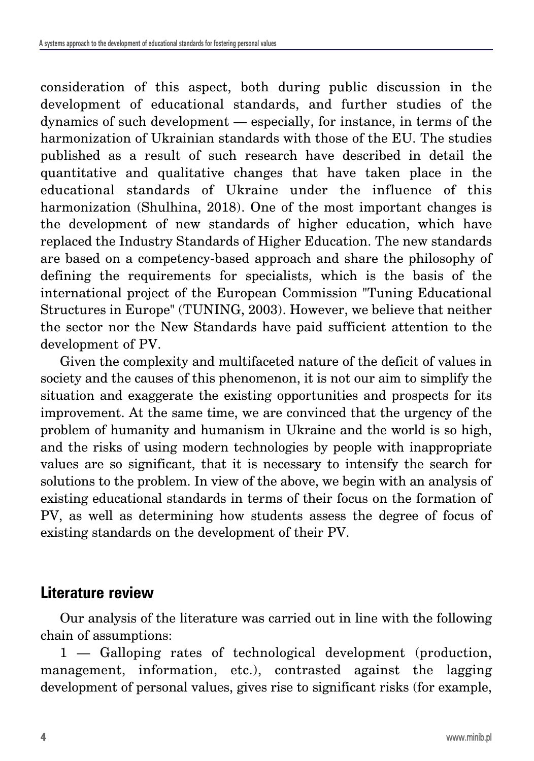consideration of this aspect, both during public discussion in the development of educational standards, and further studies of the dynamics of such development — especially, for instance, in terms of the harmonization of Ukrainian standards with those of the EU. The studies published as a result of such research have described in detail the quantitative and qualitative changes that have taken place in the educational standards of Ukraine under the influence of this harmonization (Shulhina, 2018). One of the most important changes is the development of new standards of higher education, which have replaced the Industry Standards of Higher Education. The new standards are based on a competency-based approach and share the philosophy of defining the requirements for specialists, which is the basis of the international project of the European Commission "Tuning Educational Structures in Europe" (TUNING, 2003). However, we believe that neither the sector nor the New Standards have paid sufficient attention to the development of PV.

Given the complexity and multifaceted nature of the deficit of values in society and the causes of this phenomenon, it is not our aim to simplify the situation and exaggerate the existing opportunities and prospects for its improvement. At the same time, we are convinced that the urgency of the problem of humanity and humanism in Ukraine and the world is so high, and the risks of using modern technologies by people with inappropriate values are so significant, that it is necessary to intensify the search for solutions to the problem. In view of the above, we begin with an analysis of existing educational standards in terms of their focus on the formation of PV, as well as determining how students assess the degree of focus of existing standards on the development of their PV.

## Literature review

Our analysis of the literature was carried out in line with the following chain of assumptions:

1 — Galloping rates of technological development (production, management, information, etc.), contrasted against the lagging development of personal values, gives rise to significant risks (for example,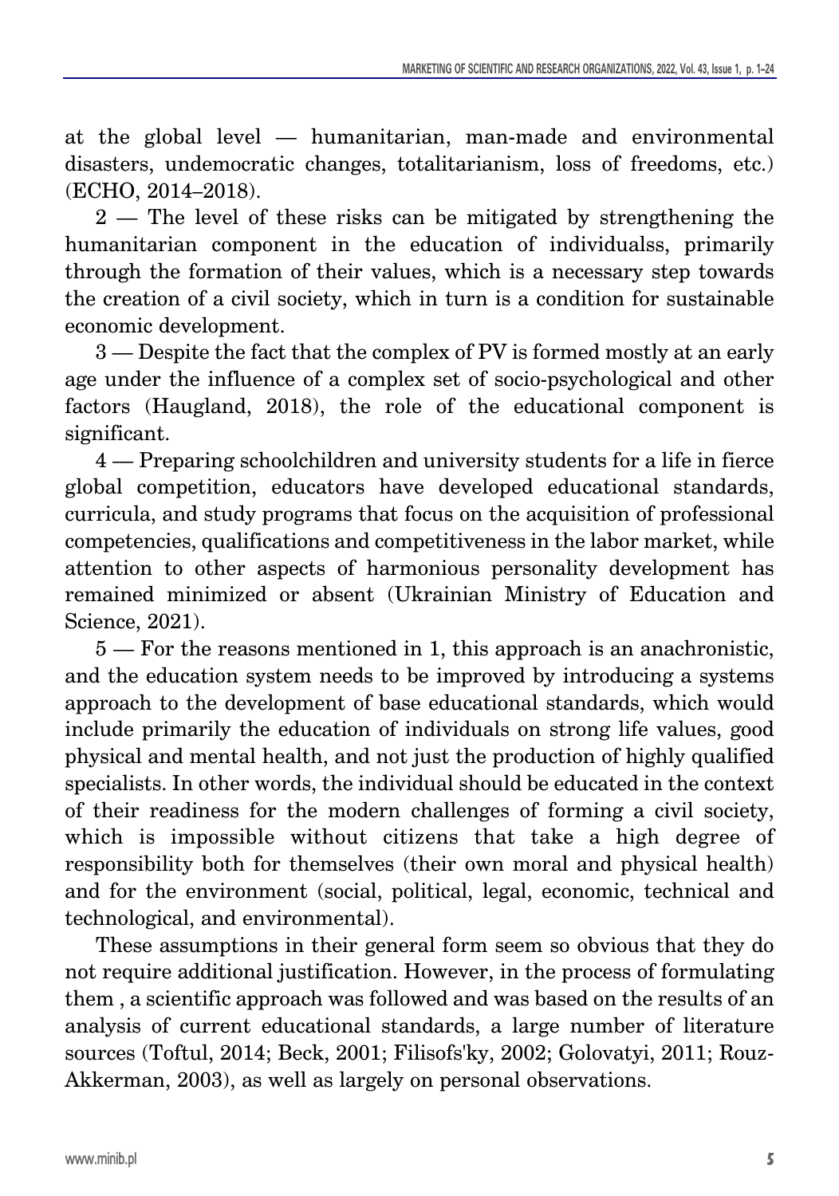at the global level — humanitarian, man-made and environmental disasters, undemocratic changes, totalitarianism, loss of freedoms, etc.) (ECHO, 2014–2018).

2 — The level of these risks can be mitigated by strengthening the humanitarian component in the education of individualss, primarily through the formation of their values, which is a necessary step towards the creation of a civil society, which in turn is a condition for sustainable economic development.

3 — Despite the fact that the complex of PV is formed mostly at an early age under the influence of a complex set of socio-psychological and other factors (Haugland, 2018), the role of the educational component is significant.

4 — Preparing schoolchildren and university students for a life in fierce global competition, educators have developed educational standards, curricula, and study programs that focus on the acquisition of professional competencies, qualifications and competitiveness in the labor market, while attention to other aspects of harmonious personality development has remained minimized or absent (Ukrainian Ministry of Education and Science, 2021).

5 — For the reasons mentioned in 1, this approach is an anachronistic, and the education system needs to be improved by introducing a systems approach to the development of base educational standards, which would include primarily the education of individuals on strong life values, good physical and mental health, and not just the production of highly qualified specialists. In other words, the individual should be educated in the context of their readiness for the modern challenges of forming a civil society, which is impossible without citizens that take a high degree of responsibility both for themselves (their own moral and physical health) and for the environment (social, political, legal, economic, technical and technological, and environmental).

These assumptions in their general form seem so obvious that they do not require additional justification. However, in the process of formulating them , a scientific approach was followed and was based on the results of an analysis of current educational standards, a large number of literature sources (Toftul, 2014; Beck, 2001; Filisofs'ky, 2002; Golovatyi, 2011; Rouz-Akkerman, 2003), as well as largely on personal observations.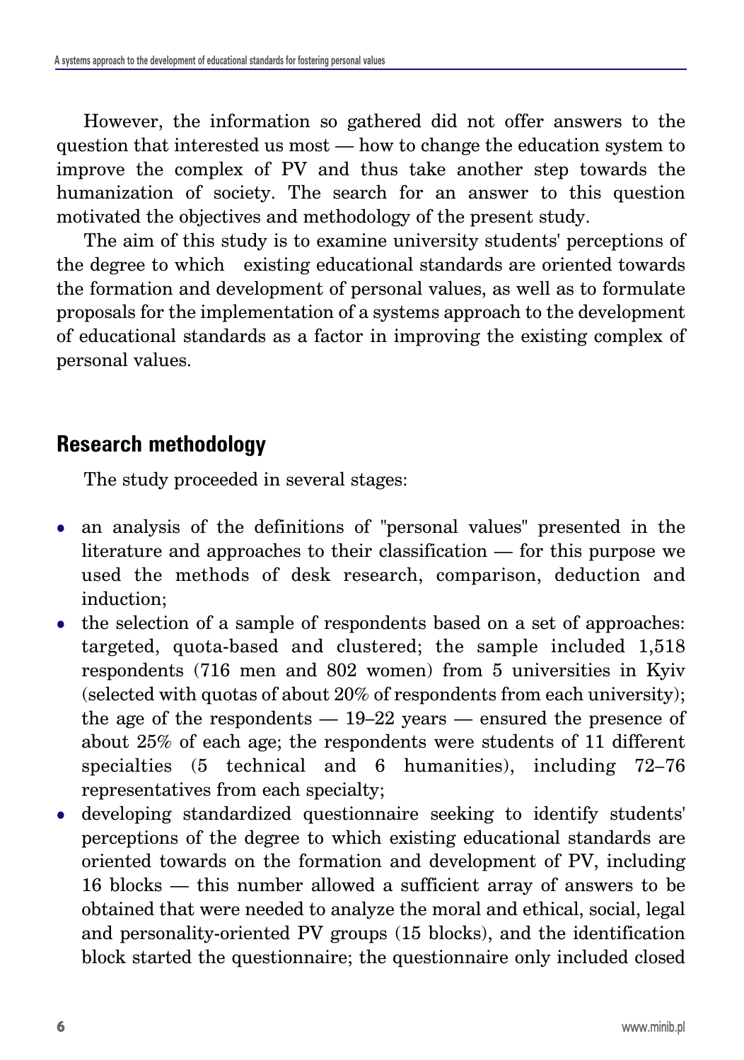However, the information so gathered did not offer answers to the question that interested us most — how to change the education system to improve the complex of PV and thus take another step towards the humanization of society. The search for an answer to this question motivated the objectives and methodology of the present study.

The aim of this study is to examine university students' perceptions of the degree to which existing educational standards are oriented towards the formation and development of personal values, as well as to formulate proposals for the implementation of a systems approach to the development of educational standards as a factor in improving the existing complex of personal values.

## Research methodology

The study proceeded in several stages:

- an analysis of the definitions of "personal values" presented in the literature and approaches to their classification — for this purpose we used the methods of desk research, comparison, deduction and induction;
- the selection of a sample of respondents based on a set of approaches: targeted, quota-based and clustered; the sample included 1,518 respondents (716 men and 802 women) from 5 universities in Kyiv (selected with quotas of about 20% of respondents from each university); the age of the respondents — 19–22 years — ensured the presence of about 25% of each age; the respondents were students of 11 different specialties (5 technical and 6 humanities), including 72–76 representatives from each specialty;
- developing standardized questionnaire seeking to identify students' perceptions of the degree to which existing educational standards are oriented towards on the formation and development of PV, including 16 blocks — this number allowed a sufficient array of answers to be obtained that were needed to analyze the moral and ethical, social, legal and personality-oriented PV groups (15 blocks), and the identification block started the questionnaire; the questionnaire only included closed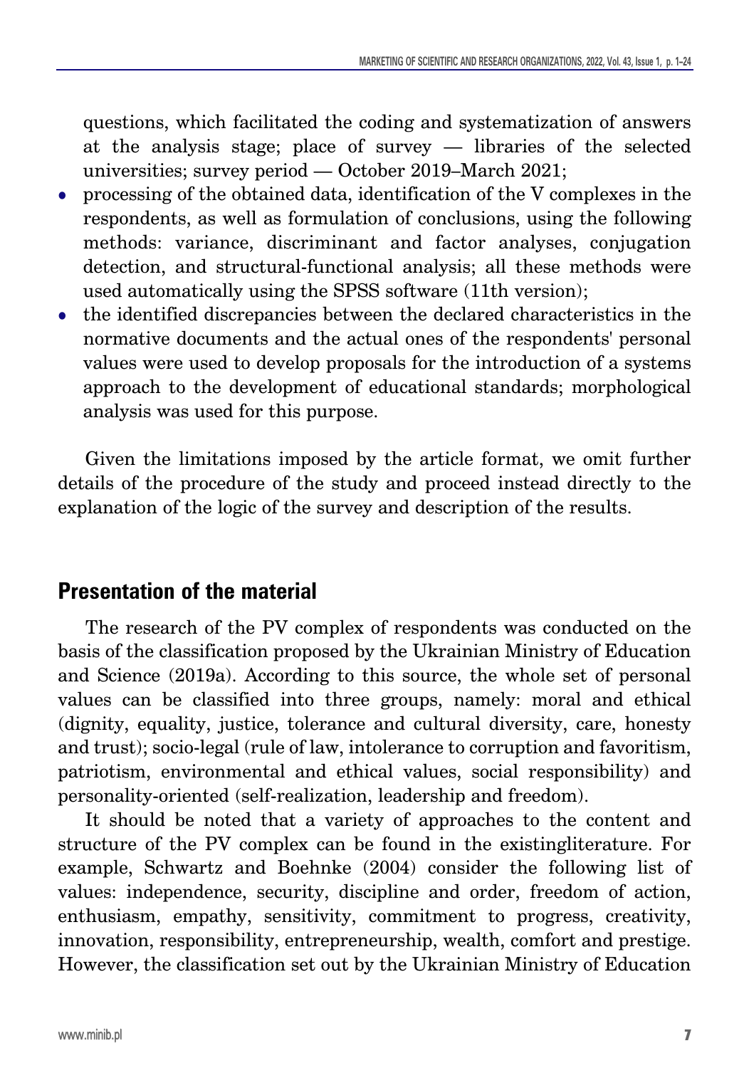questions, which facilitated the coding and systematization of answers at the analysis stage; place of survey — libraries of the selected universities; survey period — October 2019–March 2021;

- processing of the obtained data, identification of the V complexes in the respondents, as well as formulation of conclusions, using the following methods: variance, discriminant and factor analyses, conjugation detection, and structural-functional analysis; all these methods were used automatically using the SPSS software (11th version);
- the identified discrepancies between the declared characteristics in the normative documents and the actual ones of the respondents' personal values were used to develop proposals for the introduction of a systems approach to the development of educational standards; morphological analysis was used for this purpose.

Given the limitations imposed by the article format, we omit further details of the procedure of the study and proceed instead directly to the explanation of the logic of the survey and description of the results.

## Presentation of the material

The research of the PV complex of respondents was conducted on the basis of the classification proposed by the Ukrainian Ministry of Education and Science (2019a). According to this source, the whole set of personal values can be classified into three groups, namely: moral and ethical (dignity, equality, justice, tolerance and cultural diversity, care, honesty and trust); socio-legal (rule of law, intolerance to corruption and favoritism, patriotism, environmental and ethical values, social responsibility) and personality-oriented (self-realization, leadership and freedom).

It should be noted that a variety of approaches to the content and structure of the PV complex can be found in the existingliterature. For example, Schwartz and Boehnke (2004) consider the following list of values: independence, security, discipline and order, freedom of action, enthusiasm, empathy, sensitivity, commitment to progress, creativity, innovation, responsibility, entrepreneurship, wealth, comfort and prestige. However, the classification set out by the Ukrainian Ministry of Education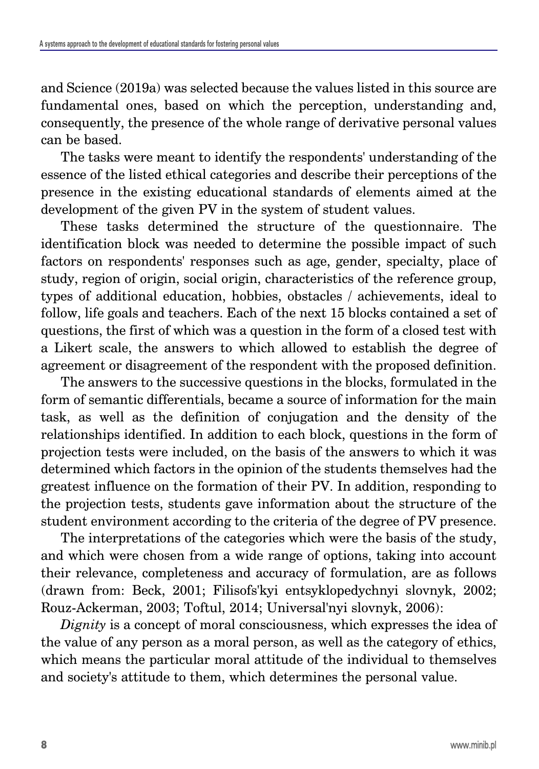and Science (2019a) was selected because the values listed in this source are fundamental ones, based on which the perception, understanding and, consequently, the presence of the whole range of derivative personal values can be based.

The tasks were meant to identify the respondents' understanding of the essence of the listed ethical categories and describe their perceptions of the presence in the existing educational standards of elements aimed at the development of the given PV in the system of student values.

These tasks determined the structure of the questionnaire. The identification block was needed to determine the possible impact of such factors on respondents' responses such as age, gender, specialty, place of study, region of origin, social origin, characteristics of the reference group, types of additional education, hobbies, obstacles / achievements, ideal to follow, life goals and teachers. Each of the next 15 blocks contained a set of questions, the first of which was a question in the form of a closed test with a Likert scale, the answers to which allowed to establish the degree of agreement or disagreement of the respondent with the proposed definition.

The answers to the successive questions in the blocks, formulated in the form of semantic differentials, became a source of information for the main task, as well as the definition of conjugation and the density of the relationships identified. In addition to each block, questions in the form of projection tests were included, on the basis of the answers to which it was determined which factors in the opinion of the students themselves had the greatest influence on the formation of their PV. In addition, responding to the projection tests, students gave information about the structure of the student environment according to the criteria of the degree of PV presence.

The interpretations of the categories which were the basis of the study, and which were chosen from a wide range of options, taking into account their relevance, completeness and accuracy of formulation, are as follows (drawn from: Beck, 2001; Filisofs'kyi entsyklopedychnyi slovnyk, 2002; Rouz-Ackerman, 2003; Toftul, 2014; Universal'nyi slovnyk, 2006):

*Dignity* is a concept of moral consciousness, which expresses the idea of the value of any person as a moral person, as well as the category of ethics, which means the particular moral attitude of the individual to themselves and society's attitude to them, which determines the personal value.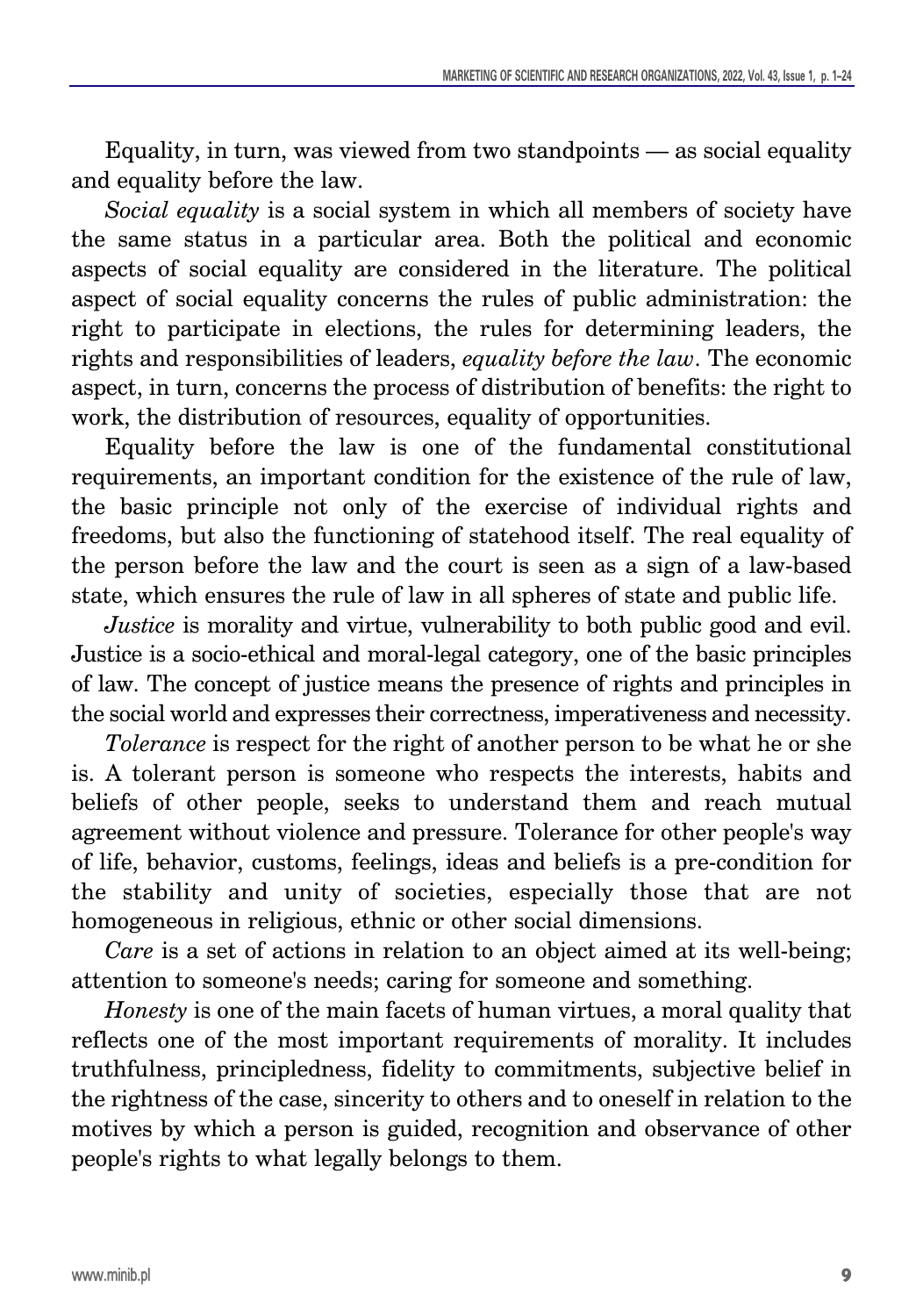Equality, in turn, was viewed from two standpoints — as social equality and equality before the law.

*Social equality* is a social system in which all members of society have the same status in a particular area. Both the political and economic aspects of social equality are considered in the literature. The political aspect of social equality concerns the rules of public administration: the right to participate in elections, the rules for determining leaders, the rights and responsibilities of leaders, *equality before the law*. The economic aspect, in turn, concerns the process of distribution of benefits: the right to work, the distribution of resources, equality of opportunities.

Equality before the law is one of the fundamental constitutional requirements, an important condition for the existence of the rule of law, the basic principle not only of the exercise of individual rights and freedoms, but also the functioning of statehood itself. The real equality of the person before the law and the court is seen as a sign of a law-based state, which ensures the rule of law in all spheres of state and public life.

*Justice* is morality and virtue, vulnerability to both public good and evil. Justice is a socio-ethical and moral-legal category, one of the basic principles of law. The concept of justice means the presence of rights and principles in the social world and expresses their correctness, imperativeness and necessity.

*Tolerance* is respect for the right of another person to be what he or she is. A tolerant person is someone who respects the interests, habits and beliefs of other people, seeks to understand them and reach mutual agreement without violence and pressure. Tolerance for other people's way of life, behavior, customs, feelings, ideas and beliefs is a pre-condition for the stability and unity of societies, especially those that are not homogeneous in religious, ethnic or other social dimensions.

*Care* is a set of actions in relation to an object aimed at its well-being; attention to someone's needs; caring for someone and something.

*Honesty* is one of the main facets of human virtues, a moral quality that reflects one of the most important requirements of morality. It includes truthfulness, principledness, fidelity to commitments, subjective belief in the rightness of the case, sincerity to others and to oneself in relation to the motives by which a person is guided, recognition and observance of other people's rights to what legally belongs to them.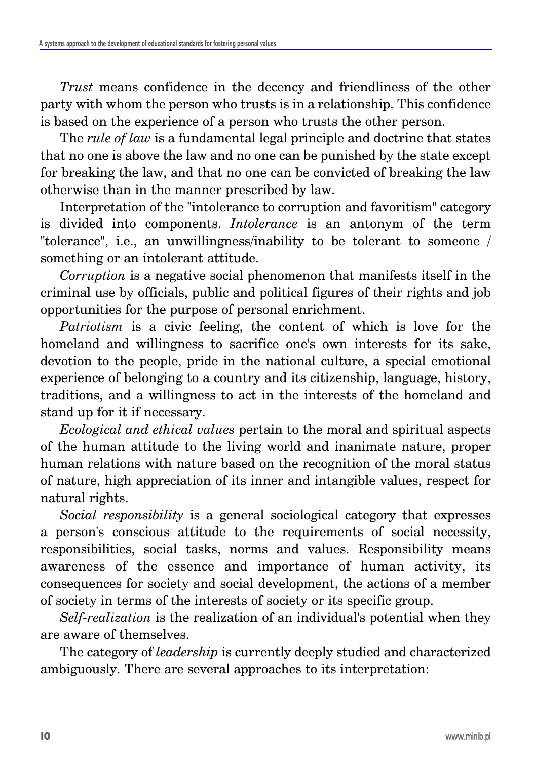*Trust* means confidence in the decency and friendliness of the other party with whom the person who trusts is in a relationship. This confidence is based on the experience of a person who trusts the other person.

The *rule of law* is a fundamental legal principle and doctrine that states that no one is above the law and no one can be punished by the state except for breaking the law, and that no one can be convicted of breaking the law otherwise than in the manner prescribed by law.

Interpretation of the "intolerance to corruption and favoritism" category is divided into components. *Intolerance* is an antonym of the term "tolerance", i.e., an unwillingness/inability to be tolerant to someone / something or an intolerant attitude.

*Corruption* is a negative social phenomenon that manifests itself in the criminal use by officials, public and political figures of their rights and job opportunities for the purpose of personal enrichment.

*Patriotism* is a civic feeling, the content of which is love for the homeland and willingness to sacrifice one's own interests for its sake, devotion to the people, pride in the national culture, a special emotional experience of belonging to a country and its citizenship, language, history, traditions, and a willingness to act in the interests of the homeland and stand up for it if necessary.

*Ecological and ethical values* pertain to the moral and spiritual aspects of the human attitude to the living world and inanimate nature, proper human relations with nature based on the recognition of the moral status of nature, high appreciation of its inner and intangible values, respect for natural rights.

*Social responsibility* is a general sociological category that expresses a person's conscious attitude to the requirements of social necessity, responsibilities, social tasks, norms and values. Responsibility means awareness of the essence and importance of human activity, its consequences for society and social development, the actions of a member of society in terms of the interests of society or its specific group.

*Self-realization* is the realization of an individual's potential when they are aware of themselves.

The category of *leadership* is currently deeply studied and characterized ambiguously. There are several approaches to its interpretation: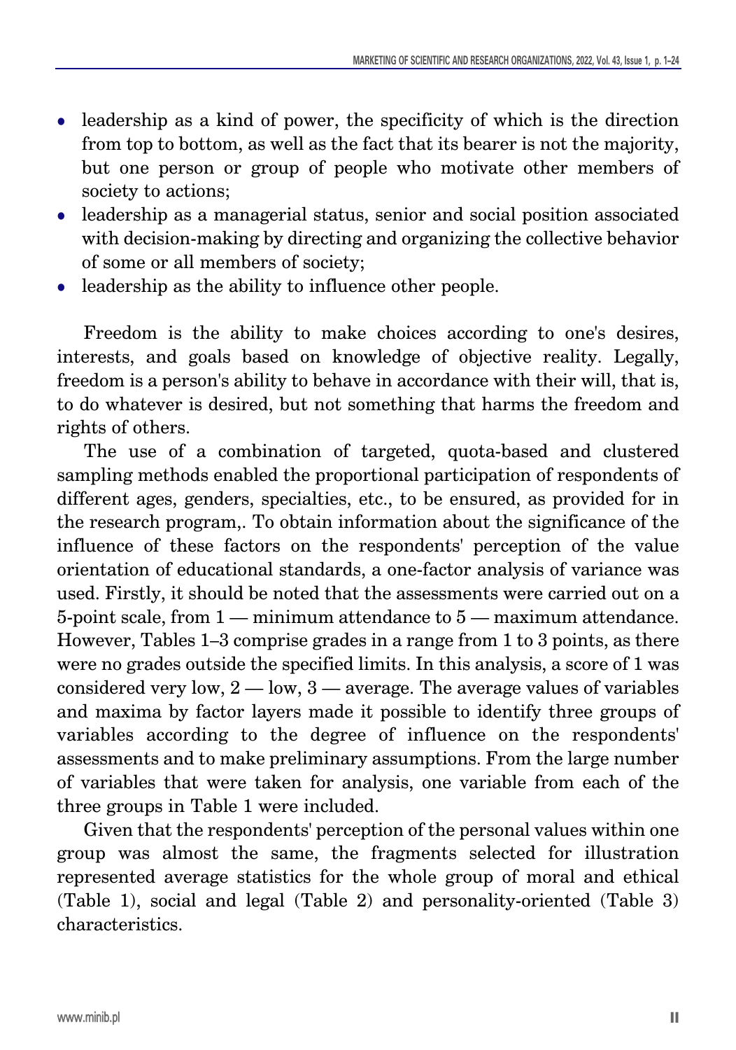- leadership as a kind of power, the specificity of which is the direction from top to bottom, as well as the fact that its bearer is not the majority, but one person or group of people who motivate other members of society to actions;
- leadership as a managerial status, senior and social position associated with decision-making by directing and organizing the collective behavior of some or all members of society;
- leadership as the ability to influence other people.

Freedom is the ability to make choices according to one's desires, interests, and goals based on knowledge of objective reality. Legally, freedom is a person's ability to behave in accordance with their will, that is, to do whatever is desired, but not something that harms the freedom and rights of others.

The use of a combination of targeted, quota-based and clustered sampling methods enabled the proportional participation of respondents of different ages, genders, specialties, etc., to be ensured, as provided for in the research program,. To obtain information about the significance of the influence of these factors on the respondents' perception of the value orientation of educational standards, a one-factor analysis of variance was used. Firstly, it should be noted that the assessments were carried out on a 5-point scale, from 1 — minimum attendance to 5 — maximum attendance. However, Tables 1–3 comprise grades in a range from 1 to 3 points, as there were no grades outside the specified limits. In this analysis, a score of 1 was considered very low, 2 — low, 3 — average. The average values of variables and maxima by factor layers made it possible to identify three groups of variables according to the degree of influence on the respondents' assessments and to make preliminary assumptions. From the large number of variables that were taken for analysis, one variable from each of the three groups in Table 1 were included.

Given that the respondents' perception of the personal values within one group was almost the same, the fragments selected for illustration represented average statistics for the whole group of moral and ethical (Table 1), social and legal (Table 2) and personality-oriented (Table 3) characteristics.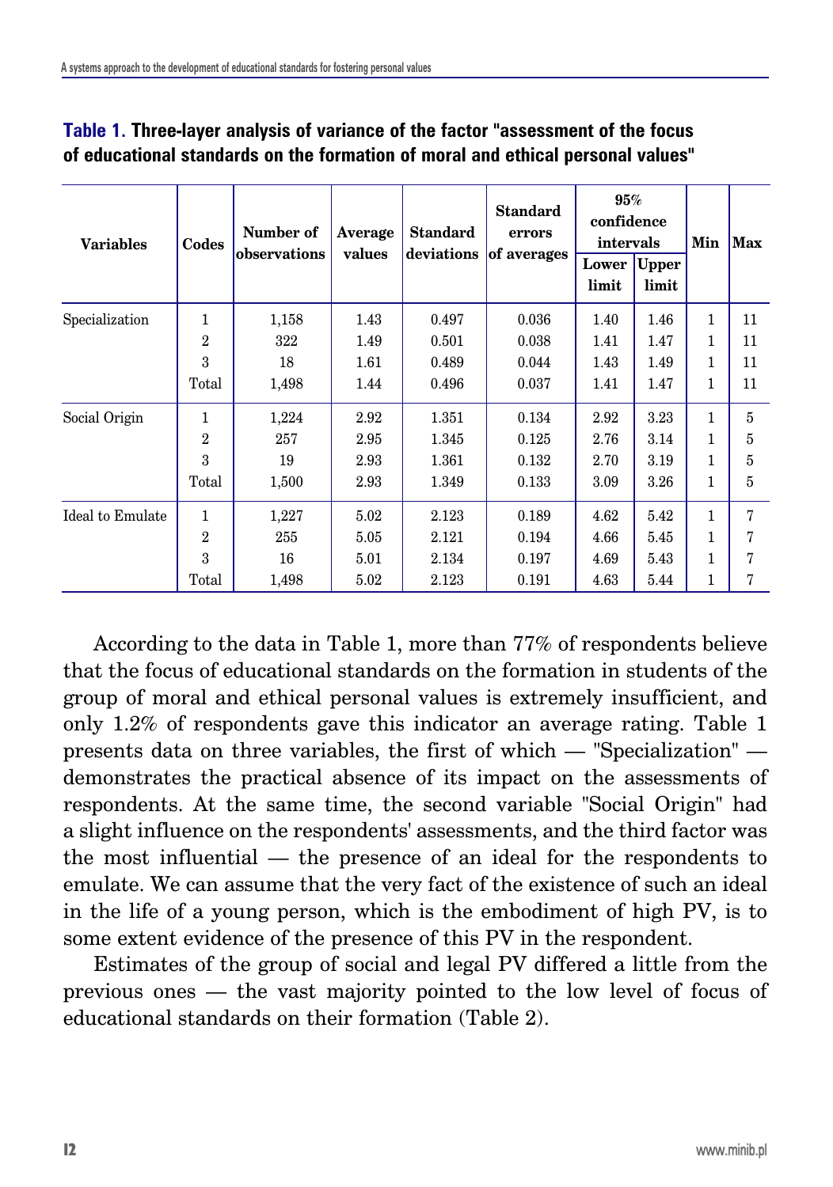**Table 1. Three-layer analysis of variance of the factor "assessment of the focus of educational standards on the formation of moral and ethical personal values"**

| Variables | Codes | Number of observations | Average values | Standard deviations | Standard errors of averages | 95% confidence intervals | | Min | Max |
|---|---|---|---|---|---|---|---|---|---|
| | | | | | | Lower limit | Upper limit | | |
| Specialization | 1 | 1,158 | 1.43 | 0.497 | 0.036 | 1.40 | 1.46 | 1 | 11 |
| | 2 | 322 | 1.49 | 0.501 | 0.038 | 1.41 | 1.47 | 1 | 11 |
| | 3 | 18 | 1.61 | 0.489 | 0.044 | 1.43 | 1.49 | 1 | 11 |
| | Total | 1,498 | 1.44 | 0.496 | 0.037 | 1.41 | 1.47 | 1 | 11 |
| Social Origin | 1 | 1,224 | 2.92 | 1.351 | 0.134 | 2.92 | 3.23 | 1 | 5 |
| | 2 | 257 | 2.95 | 1.345 | 0.125 | 2.76 | 3.14 | 1 | 5 |
| | 3 | 19 | 2.93 | 1.361 | 0.132 | 2.70 | 3.19 | 1 | 5 |
| | Total | 1,500 | 2.93 | 1.349 | 0.133 | 3.09 | 3.26 | 1 | 5 |
| Ideal to Emulate | 1 | 1,227 | 5.02 | 2.123 | 0.189 | 4.62 | 5.42 | 1 | 7 |
| | 2 | 255 | 5.05 | 2.121 | 0.194 | 4.66 | 5.45 | 1 | 7 |
| | 3 | 16 | 5.01 | 2.134 | 0.197 | 4.69 | 5.43 | 1 | 7 |
| | Total | 1,498 | 5.02 | 2.123 | 0.191 | 4.63 | 5.44 | 1 | 7 |

According to the data in Table 1, more than 77% of respondents believe that the focus of educational standards on the formation in students of the group of moral and ethical personal values is extremely insufficient, and only 1.2% of respondents gave this indicator an average rating. Table 1 presents data on three variables, the first of which — "Specialization" — demonstrates the practical absence of its impact on the assessments of respondents. At the same time, the second variable "Social Origin" had a slight influence on the respondents' assessments, and the third factor was the most influential — the presence of an ideal for the respondents to emulate. We can assume that the very fact of the existence of such an ideal in the life of a young person, which is the embodiment of high PV, is to some extent evidence of the presence of this PV in the respondent.

Estimates of the group of social and legal PV differed a little from the previous ones — the vast majority pointed to the low level of focus of educational standards on their formation (Table 2).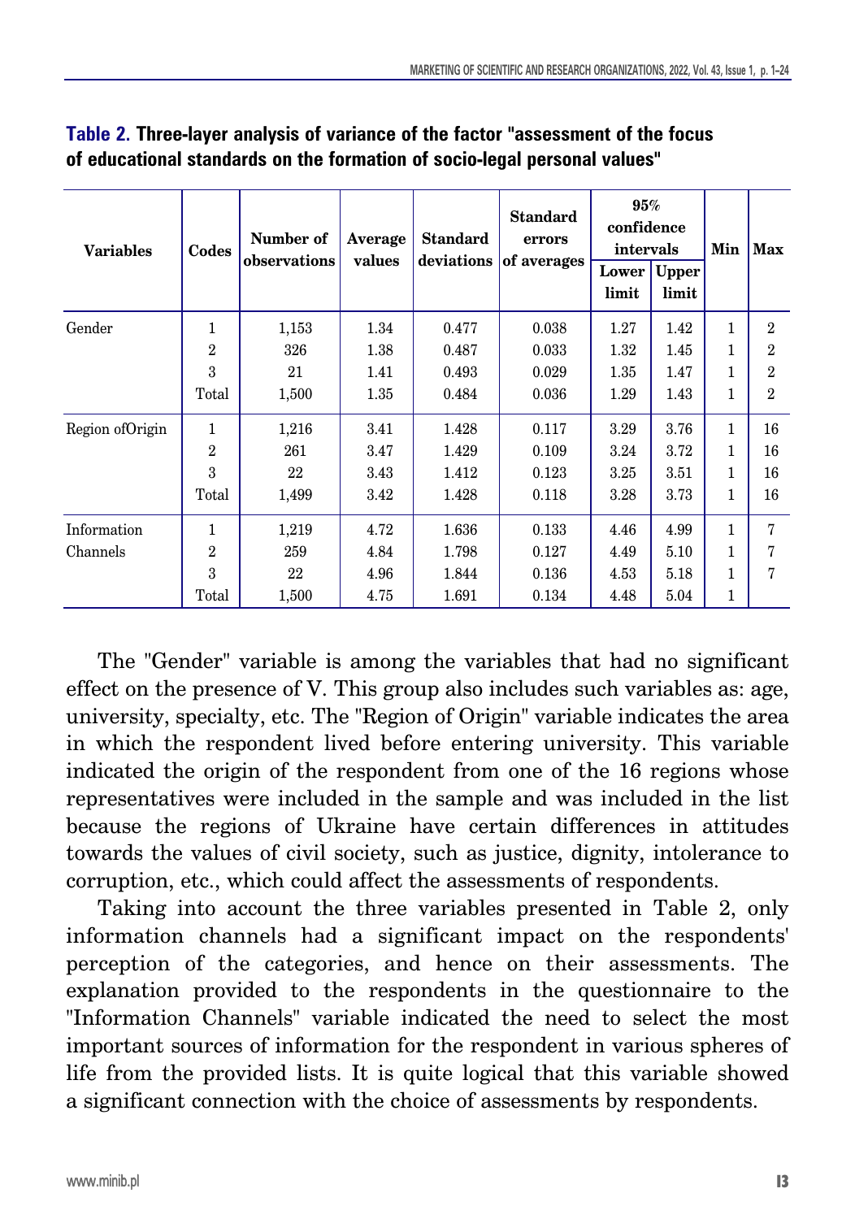**Table 2.** **Three-layer analysis of variance of the factor "assessment of the focus of educational standards on the formation of socio-legal personal values"**

| Variables | Codes | Number of observations | Average values | Standard deviations | Standard errors of averages | 95% confidence intervals | | Min | Max |
|---|---|---|---|---|---|---|---|---|---|
| | | | | | | Lower limit | Upper limit | | |
| Gender | 1 | 1,153 | 1.34 | 0.477 | 0.038 | 1.27 | 1.42 | 1 | 2 |
| | 2 | 326 | 1.38 | 0.487 | 0.033 | 1.32 | 1.45 | 1 | 2 |
| | 3 | 21 | 1.41 | 0.493 | 0.029 | 1.35 | 1.47 | 1 | 2 |
| | Total | 1,500 | 1.35 | 0.484 | 0.036 | 1.29 | 1.43 | 1 | 2 |
| Region ofOrigin | 1 | 1,216 | 3.41 | 1.428 | 0.117 | 3.29 | 3.76 | 1 | 16 |
| | 2 | 261 | 3.47 | 1.429 | 0.109 | 3.24 | 3.72 | 1 | 16 |
| | 3 | 22 | 3.43 | 1.412 | 0.123 | 3.25 | 3.51 | 1 | 16 |
| | Total | 1,499 | 3.42 | 1.428 | 0.118 | 3.28 | 3.73 | 1 | 16 |
| Information Channels | 1 | 1,219 | 4.72 | 1.636 | 0.133 | 4.46 | 4.99 | 1 | 7 |
| | 2 | 259 | 4.84 | 1.798 | 0.127 | 4.49 | 5.10 | 1 | 7 |
| | 3 | 22 | 4.96 | 1.844 | 0.136 | 4.53 | 5.18 | 1 | 7 |
| | Total | 1,500 | 4.75 | 1.691 | 0.134 | 4.48 | 5.04 | 1 | |

The "Gender" variable is among the variables that had no significant effect on the presence of V. This group also includes such variables as: age, university, specialty, etc. The "Region of Origin" variable indicates the area in which the respondent lived before entering university. This variable indicated the origin of the respondent from one of the 16 regions whose representatives were included in the sample and was included in the list because the regions of Ukraine have certain differences in attitudes towards the values of civil society, such as justice, dignity, intolerance to corruption, etc., which could affect the assessments of respondents.

Taking into account the three variables presented in Table 2, only information channels had a significant impact on the respondents' perception of the categories, and hence on their assessments. The explanation provided to the respondents in the questionnaire to the "Information Channels" variable indicated the need to select the most important sources of information for the respondent in various spheres of life from the provided lists. It is quite logical that this variable showed a significant connection with the choice of assessments by respondents.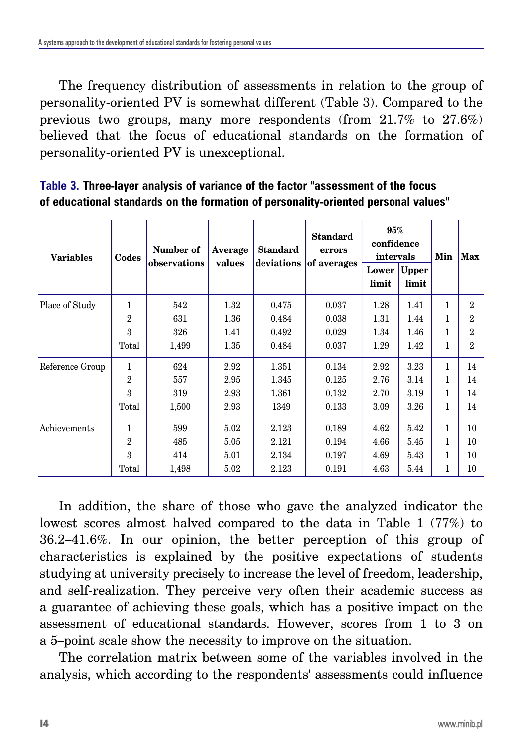The frequency distribution of assessments in relation to the group of personality-oriented PV is somewhat different (Table 3). Compared to the previous two groups, many more respondents (from 21.7% to 27.6%) believed that the focus of educational standards on the formation of personality-oriented PV is unexceptional.

**Table 3. Three-layer analysis of variance of the factor "assessment of the focus of educational standards on the formation of personality-oriented personal values"**

| Variables | Codes | Number of observations | Average values | Standard deviations | Standard errors of averages | 95% confidence intervals | | Min | Max |
|---|---|---|---|---|---|---|---|---|---|
| | | | | | | Lower limit | Upper limit | | |
| Place of Study | 1 | 542 | 1.32 | 0.475 | 0.037 | 1.28 | 1.41 | 1 | 2 |
| | 2 | 631 | 1.36 | 0.484 | 0.038 | 1.31 | 1.44 | 1 | 2 |
| | 3 | 326 | 1.41 | 0.492 | 0.029 | 1.34 | 1.46 | 1 | 2 |
| | Total | 1,499 | 1.35 | 0.484 | 0.037 | 1.29 | 1.42 | 1 | 2 |
| Reference Group | 1 | 624 | 2.92 | 1.351 | 0.134 | 2.92 | 3.23 | 1 | 14 |
| | 2 | 557 | 2.95 | 1.345 | 0.125 | 2.76 | 3.14 | 1 | 14 |
| | 3 | 319 | 2.93 | 1.361 | 0.132 | 2.70 | 3.19 | 1 | 14 |
| | Total | 1,500 | 2.93 | 1349 | 0.133 | 3.09 | 3.26 | 1 | 14 |
| Achievements | 1 | 599 | 5.02 | 2.123 | 0.189 | 4.62 | 5.42 | 1 | 10 |
| | 2 | 485 | 5.05 | 2.121 | 0.194 | 4.66 | 5.45 | 1 | 10 |
| | 3 | 414 | 5.01 | 2.134 | 0.197 | 4.69 | 5.43 | 1 | 10 |
| | Total | 1,498 | 5.02 | 2.123 | 0.191 | 4.63 | 5.44 | 1 | 10 |

In addition, the share of those who gave the analyzed indicator the lowest scores almost halved compared to the data in Table 1 (77%) to 36.2–41.6%. In our opinion, the better perception of this group of characteristics is explained by the positive expectations of students studying at university precisely to increase the level of freedom, leadership, and self-realization. They perceive very often their academic success as a guarantee of achieving these goals, which has a positive impact on the assessment of educational standards. However, scores from 1 to 3 on a 5–point scale show the necessity to improve on the situation.

The correlation matrix between some of the variables involved in the analysis, which according to the respondents' assessments could influence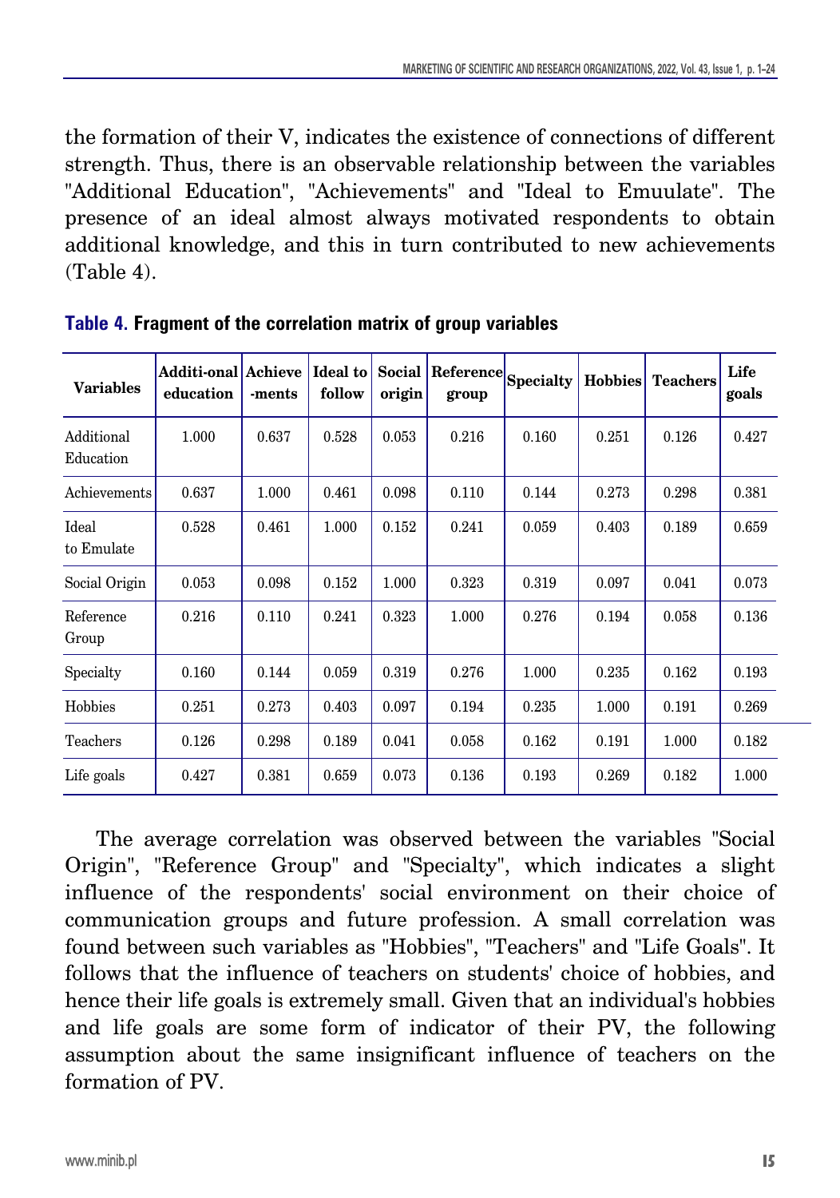the formation of their V, indicates the existence of connections of different strength. Thus, there is an observable relationship between the variables "Additional Education", "Achievements" and "Ideal to Emuulate". The presence of an ideal almost always motivated respondents to obtain additional knowledge, and this in turn contributed to new achievements (Table 4).

**Table 4. Fragment of the correlation matrix of group variables**

| Variables | Additi-onal education | Achieve -ments | Ideal to follow | Social origin | Reference group | Specialty | Hobbies | Teachers | Life goals |
|---|---|---|---|---|---|---|---|---|---|
| Additional Education | 1.000 | 0.637 | 0.528 | 0.053 | 0.216 | 0.160 | 0.251 | 0.126 | 0.427 |
| Achievements | 0.637 | 1.000 | 0.461 | 0.098 | 0.110 | 0.144 | 0.273 | 0.298 | 0.381 |
| Ideal to Emulate | 0.528 | 0.461 | 1.000 | 0.152 | 0.241 | 0.059 | 0.403 | 0.189 | 0.659 |
| Social Origin | 0.053 | 0.098 | 0.152 | 1.000 | 0.323 | 0.319 | 0.097 | 0.041 | 0.073 |
| Reference Group | 0.216 | 0.110 | 0.241 | 0.323 | 1.000 | 0.276 | 0.194 | 0.058 | 0.136 |
| Specialty | 0.160 | 0.144 | 0.059 | 0.319 | 0.276 | 1.000 | 0.235 | 0.162 | 0.193 |
| Hobbies | 0.251 | 0.273 | 0.403 | 0.097 | 0.194 | 0.235 | 1.000 | 0.191 | 0.269 |
| Teachers | 0.126 | 0.298 | 0.189 | 0.041 | 0.058 | 0.162 | 0.191 | 1.000 | 0.182 |
| Life goals | 0.427 | 0.381 | 0.659 | 0.073 | 0.136 | 0.193 | 0.269 | 0.182 | 1.000 |

The average correlation was observed between the variables "Social Origin", "Reference Group" and "Specialty", which indicates a slight influence of the respondents' social environment on their choice of communication groups and future profession. A small correlation was found between such variables as "Hobbies", "Teachers" and "Life Goals". It follows that the influence of teachers on students' choice of hobbies, and hence their life goals is extremely small. Given that an individual's hobbies and life goals are some form of indicator of their PV, the following assumption about the same insignificant influence of teachers on the formation of PV.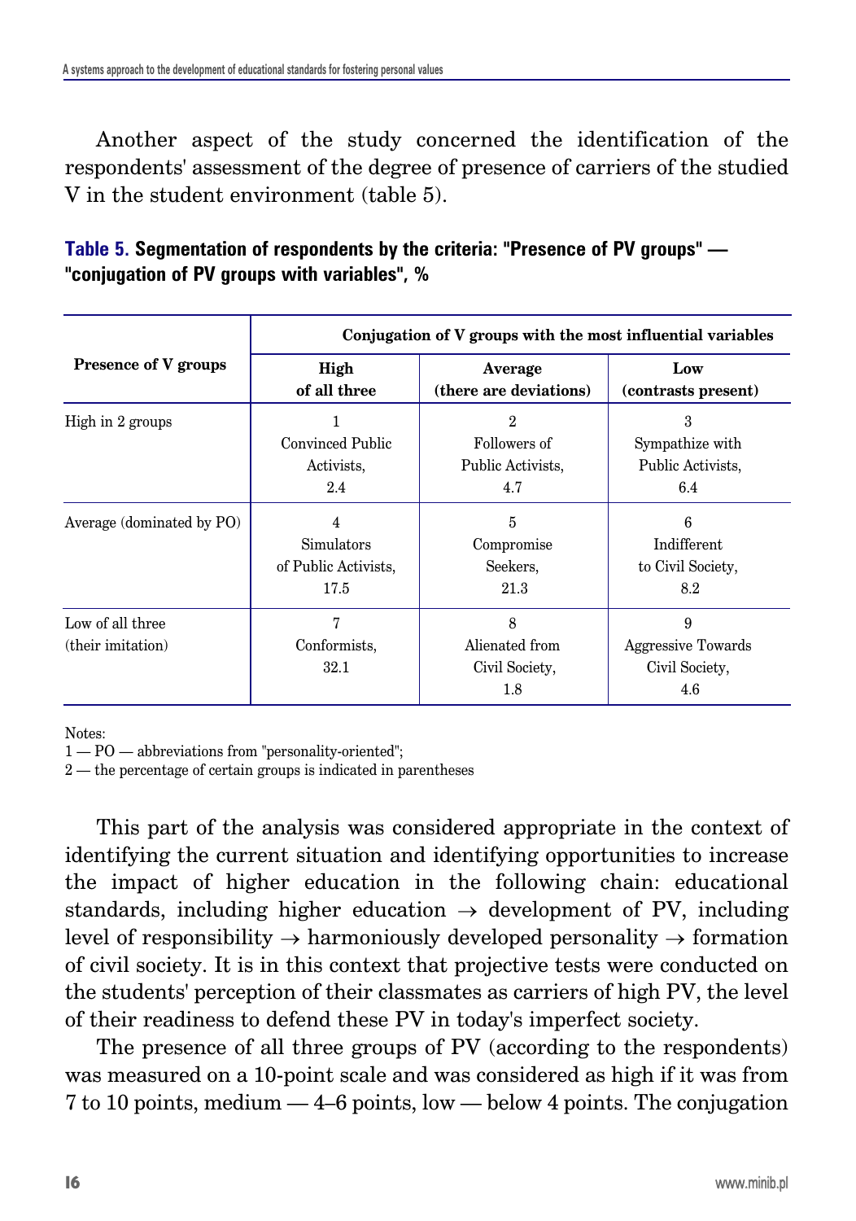Another aspect of the study concerned the identification of the respondents' assessment of the degree of presence of carriers of the studied V in the student environment (table 5).

**Table 5. Segmentation of respondents by the criteria: "Presence of PV groups" — "conjugation of PV groups with variables", %**

| Presence of V groups | Conjugation of V groups with the most influential variables | | |
|---|---|---|---|
| | **High of all three** | **Average (there are deviations)** | **Low (contrasts present)** |
| High in 2 groups | 1 Convinced Public Activists, 2.4 | 2 Followers of Public Activists, 4.7 | 3 Sympathize with Public Activists, 6.4 |
| Average (dominated by PO) | 4 Simulators of Public Activists, 17.5 | 5 Compromise Seekers, 21.3 | 6 Indifferent to Civil Society, 8.2 |
| Low of all three (their imitation) | 7 Conformists, 32.1 | 8 Alienated from Civil Society, 1.8 | 9 Aggressive Towards Civil Society, 4.6 |

Notes:
1 — PO — abbreviations from "personality-oriented";
2 — the percentage of certain groups is indicated in parentheses

This part of the analysis was considered appropriate in the context of identifying the current situation and identifying opportunities to increase the impact of higher education in the following chain: educational standards, including higher education → development of PV, including level of responsibility → harmoniously developed personality → formation of civil society. It is in this context that projective tests were conducted on the students' perception of their classmates as carriers of high PV, the level of their readiness to defend these PV in today's imperfect society.

The presence of all three groups of PV (according to the respondents) was measured on a 10-point scale and was considered as high if it was from 7 to 10 points, medium — 4–6 points, low — below 4 points. The conjugation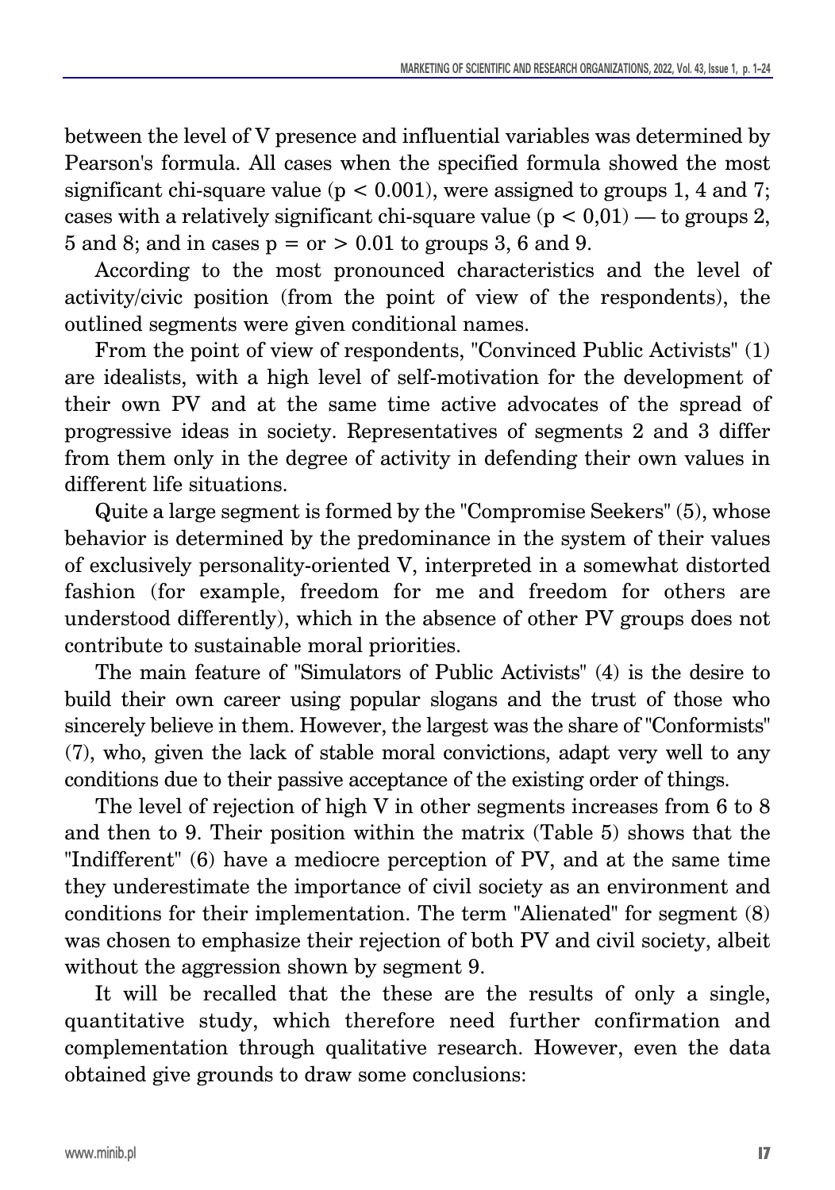between the level of V presence and influential variables was determined by Pearson's formula. All cases when the specified formula showed the most significant chi-square value ($p < 0.001$), were assigned to groups 1, 4 and 7; cases with a relatively significant chi-square value ($p < 0{,}01$) — to groups 2, 5 and 8; and in cases p = or > 0.01 to groups 3, 6 and 9.

According to the most pronounced characteristics and the level of activity/civic position (from the point of view of the respondents), the outlined segments were given conditional names.

From the point of view of respondents, "Convinced Public Activists" (1) are idealists, with a high level of self-motivation for the development of their own PV and at the same time active advocates of the spread of progressive ideas in society. Representatives of segments 2 and 3 differ from them only in the degree of activity in defending their own values in different life situations.

Quite a large segment is formed by the "Compromise Seekers" (5), whose behavior is determined by the predominance in the system of their values of exclusively personality-oriented V, interpreted in a somewhat distorted fashion (for example, freedom for me and freedom for others are understood differently), which in the absence of other PV groups does not contribute to sustainable moral priorities.

The main feature of "Simulators of Public Activists" (4) is the desire to build their own career using popular slogans and the trust of those who sincerely believe in them. However, the largest was the share of "Conformists" (7), who, given the lack of stable moral convictions, adapt very well to any conditions due to their passive acceptance of the existing order of things.

The level of rejection of high V in other segments increases from 6 to 8 and then to 9. Their position within the matrix (Table 5) shows that the "Indifferent" (6) have a mediocre perception of PV, and at the same time they underestimate the importance of civil society as an environment and conditions for their implementation. The term "Alienated" for segment (8) was chosen to emphasize their rejection of both PV and civil society, albeit without the aggression shown by segment 9.

It will be recalled that the these are the results of only a single, quantitative study, which therefore need further confirmation and complementation through qualitative research. However, even the data obtained give grounds to draw some conclusions: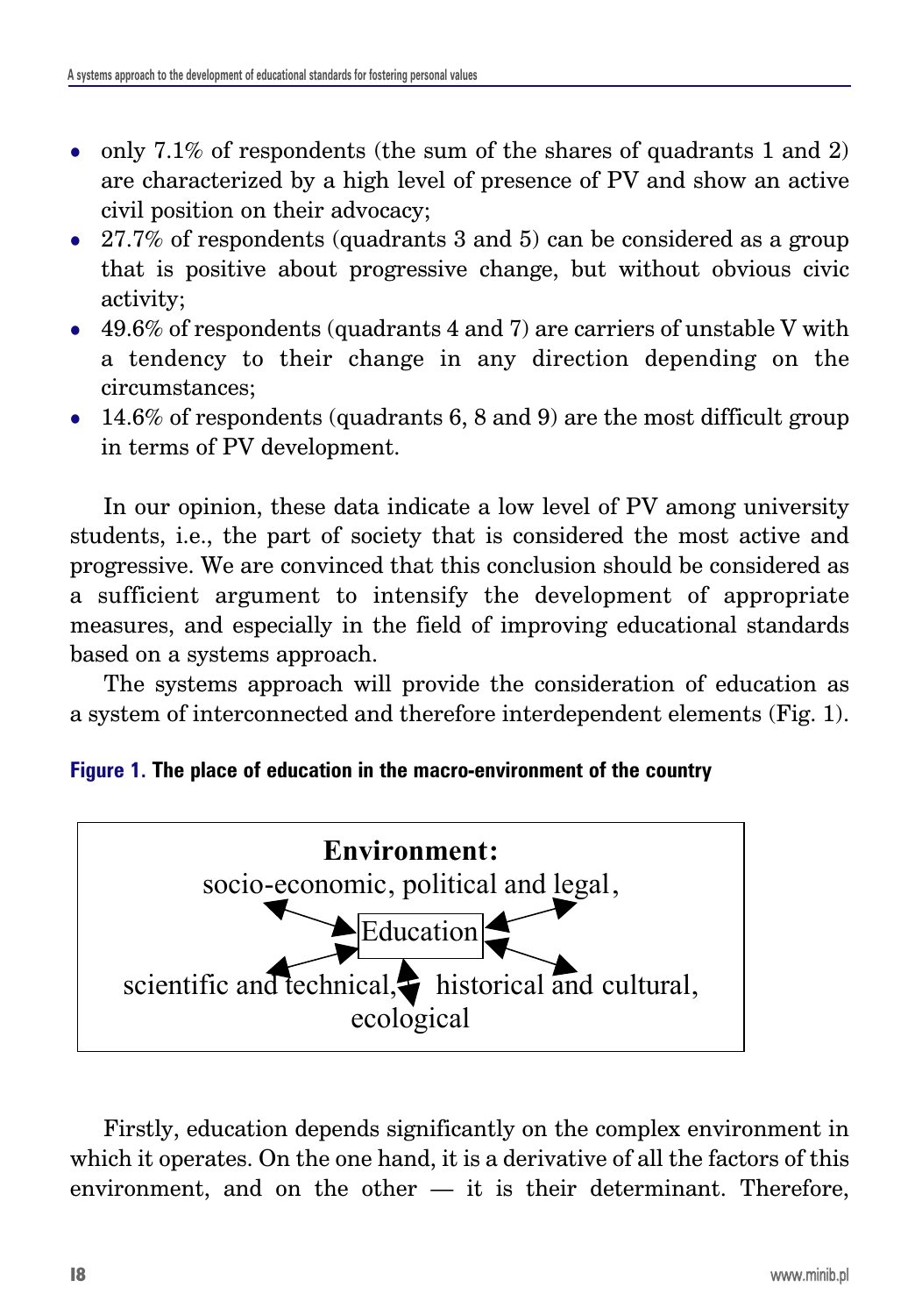- only 7.1% of respondents (the sum of the shares of quadrants 1 and 2) are characterized by a high level of presence of PV and show an active civil position on their advocacy;
- 27.7% of respondents (quadrants 3 and 5) can be considered as a group that is positive about progressive change, but without obvious civic activity;
- 49.6% of respondents (quadrants 4 and 7) are carriers of unstable V with a tendency to their change in any direction depending on the circumstances;
- 14.6% of respondents (quadrants 6, 8 and 9) are the most difficult group in terms of PV development.

In our opinion, these data indicate a low level of PV among university students, i.e., the part of society that is considered the most active and progressive. We are convinced that this conclusion should be considered as a sufficient argument to intensify the development of appropriate measures, and especially in the field of improving educational standards based on a systems approach.

The systems approach will provide the consideration of education as a system of interconnected and therefore interdependent elements (Fig. 1).

**Figure 1. The place of education in the macro-environment of the country**

**Environment:**
socio-economic, political and legal,
Education
scientific and technical, historical and cultural,
ecological

Firstly, education depends significantly on the complex environment in which it operates. On the one hand, it is a derivative of all the factors of this environment, and on the other — it is their determinant. Therefore,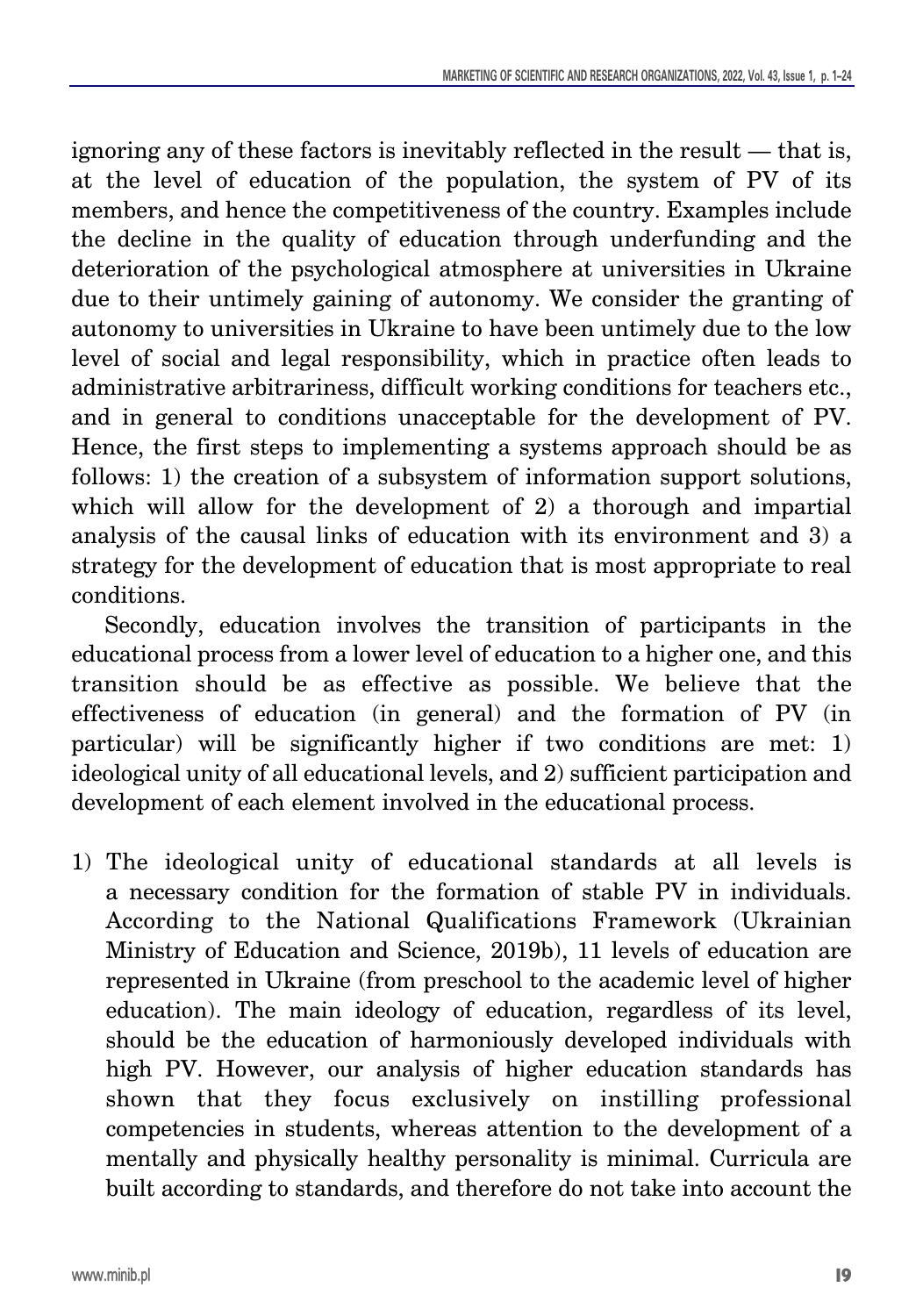ignoring any of these factors is inevitably reflected in the result — that is, at the level of education of the population, the system of PV of its members, and hence the competitiveness of the country. Examples include the decline in the quality of education through underfunding and the deterioration of the psychological atmosphere at universities in Ukraine due to their untimely gaining of autonomy. We consider the granting of autonomy to universities in Ukraine to have been untimely due to the low level of social and legal responsibility, which in practice often leads to administrative arbitrariness, difficult working conditions for teachers etc., and in general to conditions unacceptable for the development of PV. Hence, the first steps to implementing a systems approach should be as follows: 1) the creation of a subsystem of information support solutions, which will allow for the development of 2) a thorough and impartial analysis of the causal links of education with its environment and 3) a strategy for the development of education that is most appropriate to real conditions.

Secondly, education involves the transition of participants in the educational process from a lower level of education to a higher one, and this transition should be as effective as possible. We believe that the effectiveness of education (in general) and the formation of PV (in particular) will be significantly higher if two conditions are met: 1) ideological unity of all educational levels, and 2) sufficient participation and development of each element involved in the educational process.

1) The ideological unity of educational standards at all levels is a necessary condition for the formation of stable PV in individuals. According to the National Qualifications Framework (Ukrainian Ministry of Education and Science, 2019b), 11 levels of education are represented in Ukraine (from preschool to the academic level of higher education). The main ideology of education, regardless of its level, should be the education of harmoniously developed individuals with high PV. However, our analysis of higher education standards has shown that they focus exclusively on instilling professional competencies in students, whereas attention to the development of a mentally and physically healthy personality is minimal. Curricula are built according to standards, and therefore do not take into account the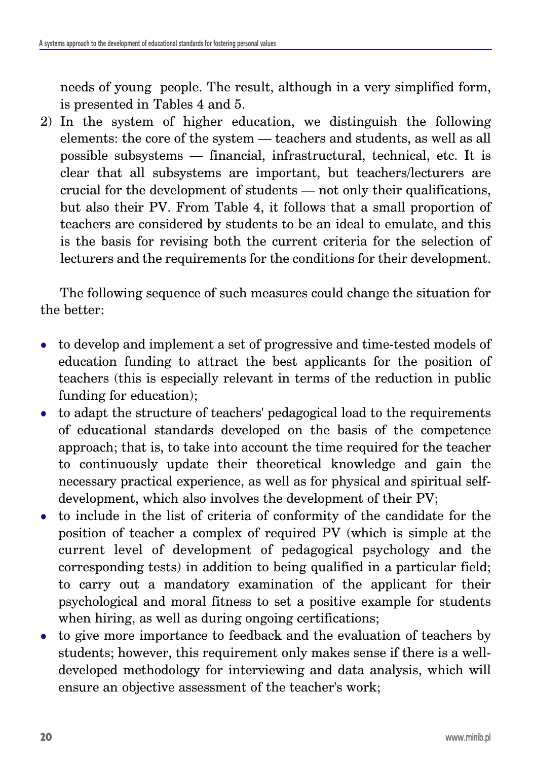needs of young people. The result, although in a very simplified form, is presented in Tables 4 and 5.

2) In the system of higher education, we distinguish the following elements: the core of the system — teachers and students, as well as all possible subsystems — financial, infrastructural, technical, etc. It is clear that all subsystems are important, but teachers/lecturers are crucial for the development of students — not only their qualifications, but also their PV. From Table 4, it follows that a small proportion of teachers are considered by students to be an ideal to emulate, and this is the basis for revising both the current criteria for the selection of lecturers and the requirements for the conditions for their development.

The following sequence of such measures could change the situation for the better:

- to develop and implement a set of progressive and time-tested models of education funding to attract the best applicants for the position of teachers (this is especially relevant in terms of the reduction in public funding for education);
- to adapt the structure of teachers' pedagogical load to the requirements of educational standards developed on the basis of the competence approach; that is, to take into account the time required for the teacher to continuously update their theoretical knowledge and gain the necessary practical experience, as well as for physical and spiritual self-development, which also involves the development of their PV;
- to include in the list of criteria of conformity of the candidate for the position of teacher a complex of required PV (which is simple at the current level of development of pedagogical psychology and the corresponding tests) in addition to being qualified in a particular field; to carry out a mandatory examination of the applicant for their psychological and moral fitness to set a positive example for students when hiring, as well as during ongoing certifications;
- to give more importance to feedback and the evaluation of teachers by students; however, this requirement only makes sense if there is a well-developed methodology for interviewing and data analysis, which will ensure an objective assessment of the teacher's work;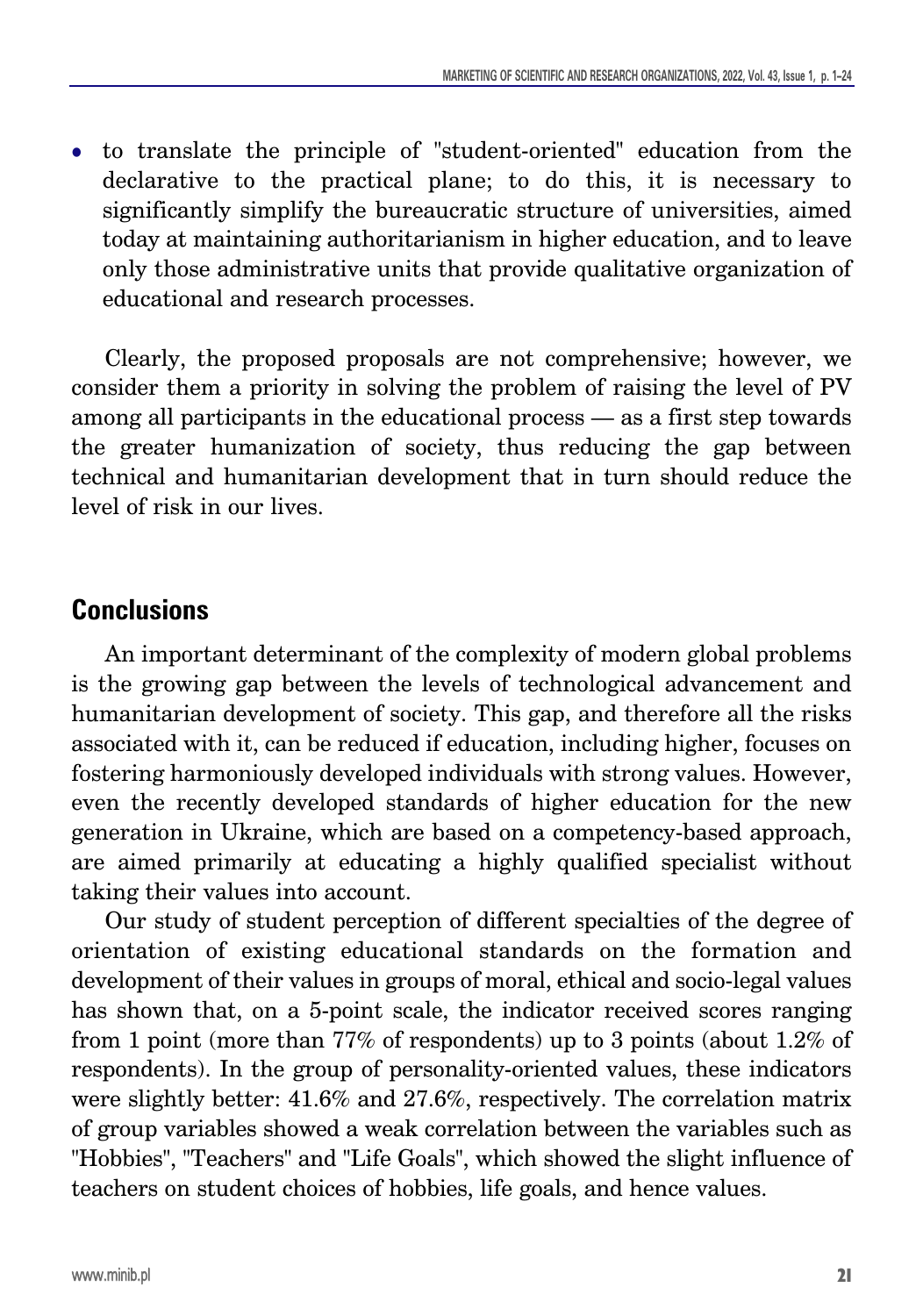- to translate the principle of "student-oriented" education from the declarative to the practical plane; to do this, it is necessary to significantly simplify the bureaucratic structure of universities, aimed today at maintaining authoritarianism in higher education, and to leave only those administrative units that provide qualitative organization of educational and research processes.

Clearly, the proposed proposals are not comprehensive; however, we consider them a priority in solving the problem of raising the level of PV among all participants in the educational process — as a first step towards the greater humanization of society, thus reducing the gap between technical and humanitarian development that in turn should reduce the level of risk in our lives.

## Conclusions

An important determinant of the complexity of modern global problems is the growing gap between the levels of technological advancement and humanitarian development of society. This gap, and therefore all the risks associated with it, can be reduced if education, including higher, focuses on fostering harmoniously developed individuals with strong values. However, even the recently developed standards of higher education for the new generation in Ukraine, which are based on a competency-based approach, are aimed primarily at educating a highly qualified specialist without taking their values into account.

Our study of student perception of different specialties of the degree of orientation of existing educational standards on the formation and development of their values in groups of moral, ethical and socio-legal values has shown that, on a 5-point scale, the indicator received scores ranging from 1 point (more than 77% of respondents) up to 3 points (about 1.2% of respondents). In the group of personality-oriented values, these indicators were slightly better: 41.6% and 27.6%, respectively. The correlation matrix of group variables showed a weak correlation between the variables such as "Hobbies", "Teachers" and "Life Goals", which showed the slight influence of teachers on student choices of hobbies, life goals, and hence values.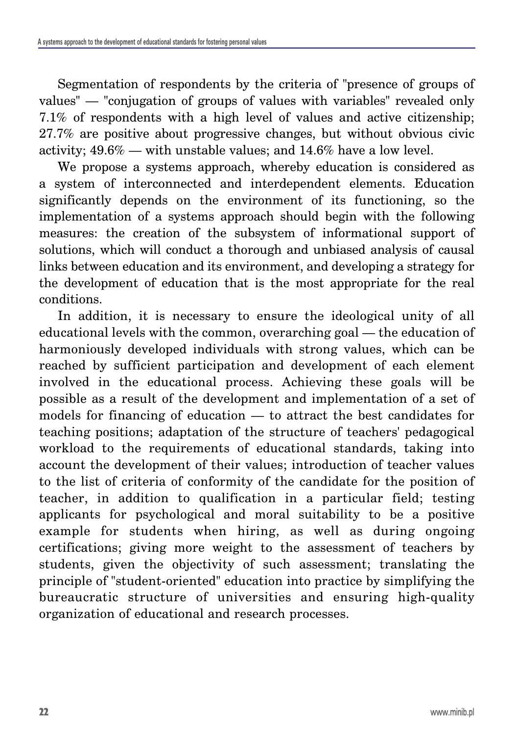Segmentation of respondents by the criteria of "presence of groups of values" — "conjugation of groups of values with variables" revealed only 7.1% of respondents with a high level of values and active citizenship; 27.7% are positive about progressive changes, but without obvious civic activity; 49.6% — with unstable values; and 14.6% have a low level.

We propose a systems approach, whereby education is considered as a system of interconnected and interdependent elements. Education significantly depends on the environment of its functioning, so the implementation of a systems approach should begin with the following measures: the creation of the subsystem of informational support of solutions, which will conduct a thorough and unbiased analysis of causal links between education and its environment, and developing a strategy for the development of education that is the most appropriate for the real conditions.

In addition, it is necessary to ensure the ideological unity of all educational levels with the common, overarching goal — the education of harmoniously developed individuals with strong values, which can be reached by sufficient participation and development of each element involved in the educational process. Achieving these goals will be possible as a result of the development and implementation of a set of models for financing of education — to attract the best candidates for teaching positions; adaptation of the structure of teachers' pedagogical workload to the requirements of educational standards, taking into account the development of their values; introduction of teacher values to the list of criteria of conformity of the candidate for the position of teacher, in addition to qualification in a particular field; testing applicants for psychological and moral suitability to be a positive example for students when hiring, as well as during ongoing certifications; giving more weight to the assessment of teachers by students, given the objectivity of such assessment; translating the principle of "student-oriented" education into practice by simplifying the bureaucratic structure of universities and ensuring high-quality organization of educational and research processes.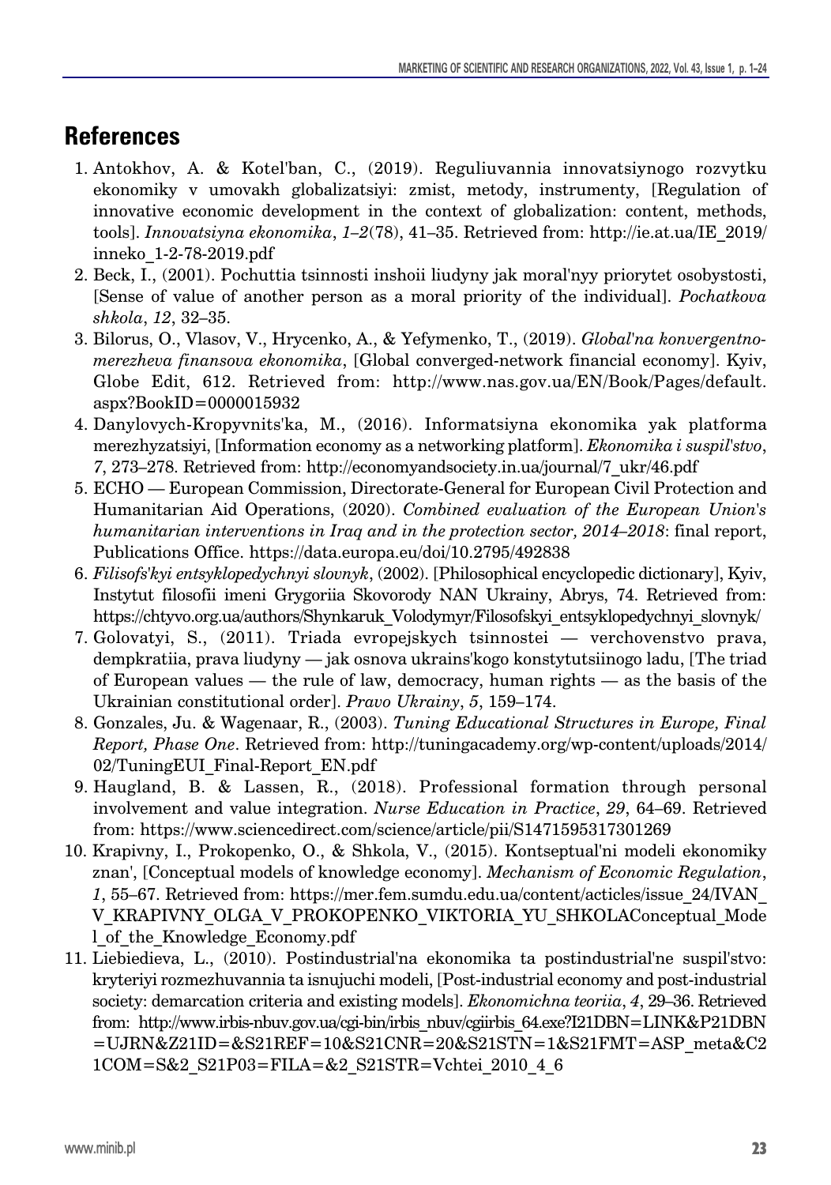## References

1. Antokhov, A. & Kotel'ban, C., (2019). Reguliuvannia innovatsiynogo rozvytku ekonomiky v umovakh globalizatsiyi: zmist, metody, instrumenty, [Regulation of innovative economic development in the context of globalization: content, methods, tools]. *Innovatsiyna ekonomika*, *1–2*(78), 41–35. Retrieved from: http://ie.at.ua/IE_2019/inneko_1-2-78-2019.pdf
2. Beck, I., (2001). Pochuttia tsinnosti inshoii liudyny jak moral'nyy priorytet osobystosti, [Sense of value of another person as a moral priority of the individual]. *Pochatkova shkola*, *12*, 32–35.
3. Bilorus, O., Vlasov, V., Hrycenko, A., & Yefymenko, T., (2019). *Global'na konvergentno-merezheva finansova ekonomika*, [Global converged-network financial economy]. Kyiv, Globe Edit, 612. Retrieved from: http://www.nas.gov.ua/EN/Book/Pages/default.aspx?BookID=0000015932
4. Danylovych-Kropyvnits'ka, M., (2016). Informatsiyna ekonomika yak platforma merezhyzatsiyi, [Information economy as a networking platform]. *Ekonomika i suspil'stvo*, *7*, 273–278. Retrieved from: http://economyandsociety.in.ua/journal/7_ukr/46.pdf
5. ECHO — European Commission, Directorate-General for European Civil Protection and Humanitarian Aid Operations, (2020). *Combined evaluation of the European Union's humanitarian interventions in Iraq and in the protection sector, 2014–2018*: final report, Publications Office. https://data.europa.eu/doi/10.2795/492838
6. *Filisofs'kyi entsyklopedychnyi slovnyk*, (2002). [Philosophical encyclopedic dictionary], Kyiv, Instytut filosofii imeni Grygoriia Skovorody NAN Ukrainy, Abrys, 74. Retrieved from: https://chtyvo.org.ua/authors/Shynkaruk_Volodymyr/Filosofskyi_entsyklopedychnyi_slovnyk/
7. Golovatyi, S., (2011). Triada evropejskych tsinnostei — verchovenstvo prava, dempkratiia, prava liudyny — jak osnova ukrains'kogo konstytutsiinogo ladu, [The triad of European values — the rule of law, democracy, human rights — as the basis of the Ukrainian constitutional order]. *Pravo Ukrainy*, *5*, 159–174.
8. Gonzales, Ju. & Wagenaar, R., (2003). *Tuning Educational Structures in Europe, Final Report, Phase One*. Retrieved from: http://tuningacademy.org/wp-content/uploads/2014/02/TuningEUI_Final-Report_EN.pdf
9. Haugland, B. & Lassen, R., (2018). Professional formation through personal involvement and value integration. *Nurse Education in Practice*, *29*, 64–69. Retrieved from: https://www.sciencedirect.com/science/article/pii/S1471595317301269
10. Krapivny, I., Prokopenko, O., & Shkola, V., (2015). Kontseptual'ni modeli ekonomiky znan', [Conceptual models of knowledge economy]. *Mechanism of Economic Regulation*, *1*, 55–67. Retrieved from: https://mer.fem.sumdu.edu.ua/content/acticles/issue_24/IVAN_V_KRAPIVNY_OLGA_V_PROKOPENKO_VIKTORIA_YU_SHKOLAConceptual_Model_of_the_Knowledge_Economy.pdf
11. Liebiedieva, L., (2010). Postindustrial'na ekonomika ta postindustrial'ne suspil'stvo: kryteriyi rozmezhuvannia ta isnujuchi modeli, [Post-industrial economy and post-industrial society: demarcation criteria and existing models]. *Ekonomichna teoriia*, *4*, 29–36. Retrieved from: http://www.irbis-nbuv.gov.ua/cgi-bin/irbis_nbuv/cgiirbis_64.exe?I21DBN=LINK&P21DBN=UJRN&Z21ID=&S21REF=10&S21CNR=20&S21STN=1&S21FMT=ASP_meta&C21COM=S&2_S21P03=FILA=&2_S21STR=Vchtei_2010_4_6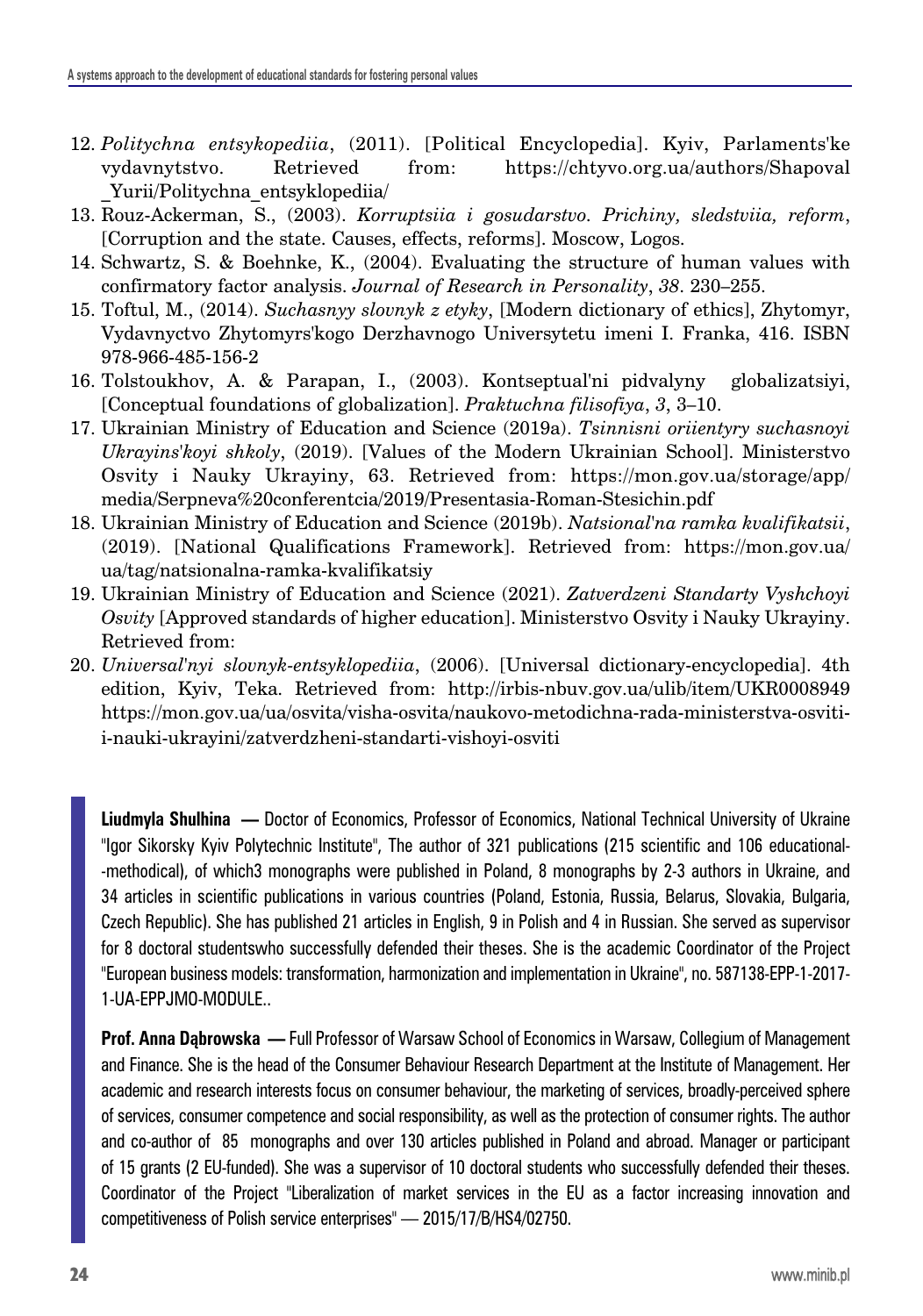12. *Politychna entsykopediia*, (2011). [Political Encyclopedia]. Kyiv, Parlaments'ke vydavnytstvo. Retrieved from: https://chtyvo.org.ua/authors/Shapoval_Yurii/Politychna_entsyklopediia/
13. Rouz-Ackerman, S., (2003). *Korruptsiia i gosudarstvo. Prichiny, sledstviia, reform*, [Corruption and the state. Causes, effects, reforms]. Moscow, Logos.
14. Schwartz, S. & Boehnke, K., (2004). Evaluating the structure of human values with confirmatory factor analysis. *Journal of Research in Personality*, *38*. 230–255.
15. Toftul, M., (2014). *Suchasnyy slovnyk z etyky*, [Modern dictionary of ethics], Zhytomyr, Vydavnyctvo Zhytomyrs'kogo Derzhavnogo Universytetu imeni I. Franka, 416. ISBN 978-966-485-156-2
16. Tolstoukhov, A. & Parapan, I., (2003). Kontseptual'ni pidvalyny globalizatsiyi, [Conceptual foundations of globalization]. *Praktuchna filisofiya*, *3*, 3–10.
17. Ukrainian Ministry of Education and Science (2019a). *Tsinnisni oriientyry suchasnoyi Ukrayins'koyi shkoly*, (2019). [Values of the Modern Ukrainian School]. Ministerstvo Osvity i Nauky Ukrayiny, 63. Retrieved from: https://mon.gov.ua/storage/app/media/Serpneva%20conferentcia/2019/Presentasia-Roman-Stesichin.pdf
18. Ukrainian Ministry of Education and Science (2019b). *Natsional'na ramka kvalifikatsii*, (2019). [National Qualifications Framework]. Retrieved from: https://mon.gov.ua/ua/tag/natsionalna-ramka-kvalifikatsiy
19. Ukrainian Ministry of Education and Science (2021). *Zatverdzeni Standarty Vyshchoyi Osvity* [Approved standards of higher education]. Ministerstvo Osvity i Nauky Ukrayiny. Retrieved from:
20. *Universal'nyi slovnyk-entsyklopediia*, (2006). [Universal dictionary-encyclopedia]. 4th edition, Kyiv, Teka. Retrieved from: http://irbis-nbuv.gov.ua/ulib/item/UKR0008949 https://mon.gov.ua/ua/osvita/visha-osvita/naukovo-metodichna-rada-ministerstva-osviti-i-nauki-ukrayini/zatverdzheni-standarti-vishoyi-osviti

**Liudmyla Shulhina** — Doctor of Economics, Professor of Economics, National Technical University of Ukraine "Igor Sikorsky Kyiv Polytechnic Institute", The author of 321 publications (215 scientific and 106 educational--methodical), of which3 monographs were published in Poland, 8 monographs by 2-3 authors in Ukraine, and 34 articles in scientific publications in various countries (Poland, Estonia, Russia, Belarus, Slovakia, Bulgaria, Czech Republic). She has published 21 articles in English, 9 in Polish and 4 in Russian. She served as supervisor for 8 doctoral studentswho successfully defended their theses. She is the academic Coordinator of the Project "European business models: transformation, harmonization and implementation in Ukraine", no. 587138-EPP-1-2017-1-UA-EPPJMO-MODULE..

**Prof. Anna Dąbrowska** — Full Professor of Warsaw School of Economics in Warsaw, Collegium of Management and Finance. She is the head of the Consumer Behaviour Research Department at the Institute of Management. Her academic and research interests focus on consumer behaviour, the marketing of services, broadly-perceived sphere of services, consumer competence and social responsibility, as well as the protection of consumer rights. The author and co-author of 85 monographs and over 130 articles published in Poland and abroad. Manager or participant of 15 grants (2 EU-funded). She was a supervisor of 10 doctoral students who successfully defended their theses. Coordinator of the Project "Liberalization of market services in the EU as a factor increasing innovation and competitiveness of Polish service enterprises" — 2015/17/B/HS4/02750.